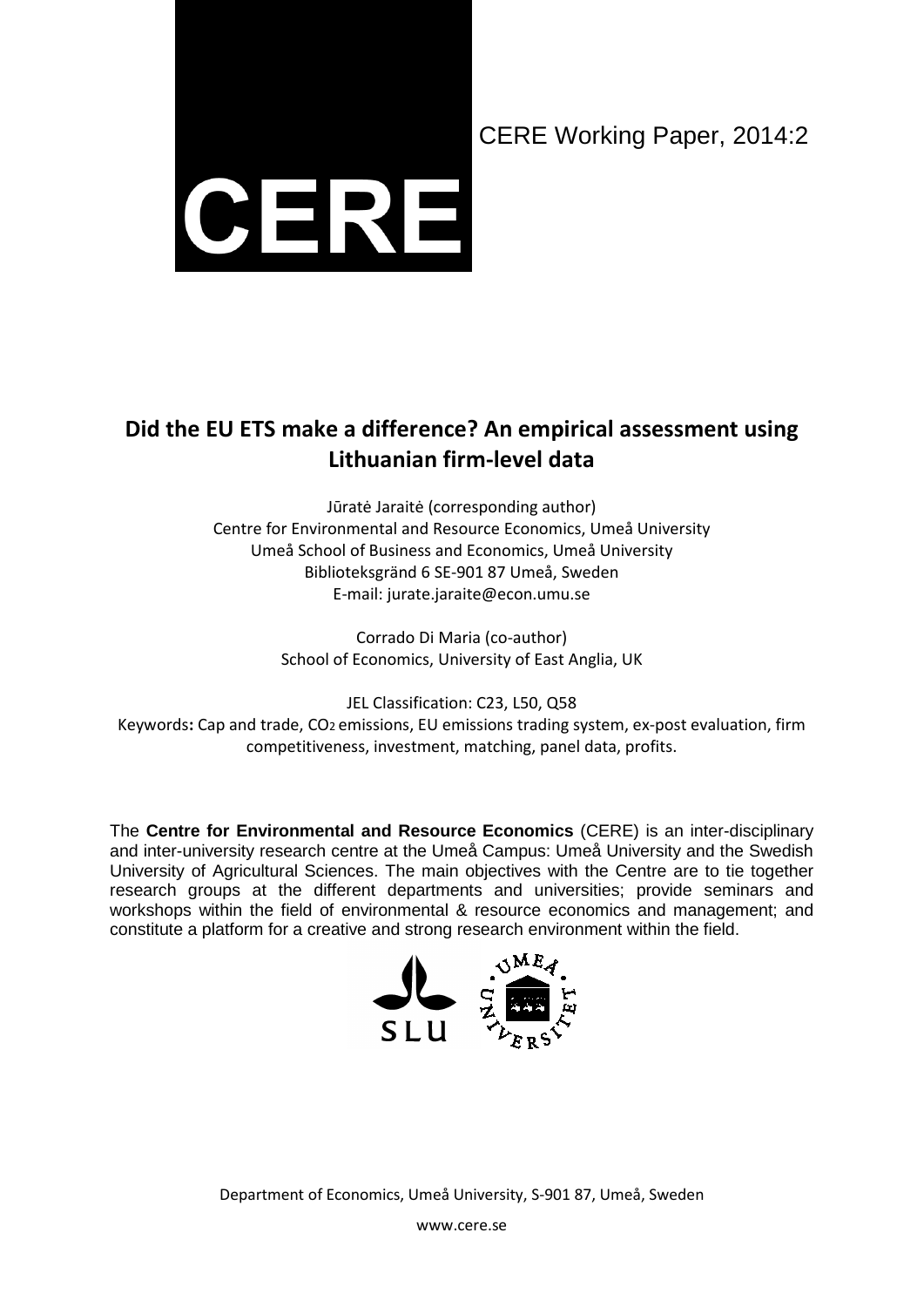CERE

CERE Working Paper, 2014:2

# Did the EU ETS make a difference? An empirical assessment using Lithuanian firm-level data

Jūratė Jaraitė (corresponding author)
Centre for Environmental and Resource Economics, Umeå University
Umeå School of Business and Economics, Umeå University
Biblioteksgränd 6 SE-901 87 Umeå, Sweden
E-mail: jurate.jaraite@econ.umu.se

Corrado Di Maria (co-author)
School of Economics, University of East Anglia, UK

JEL Classification: C23, L50, Q58

**Keywords:** Cap and trade, $CO_2$ emissions, EU emissions trading system, ex-post evaluation, firm competitiveness, investment, matching, panel data, profits.

The **Centre for Environmental and Resource Economics** (CERE) is an inter-disciplinary and inter-university research centre at the Umeå Campus: Umeå University and the Swedish University of Agricultural Sciences. The main objectives with the Centre are to tie together research groups at the different departments and universities; provide seminars and workshops within the field of environmental & resource economics and management; and constitute a platform for a creative and strong research environment within the field.

Department of Economics, Umeå University, S-901 87, Umeå, Sweden

www.cere.se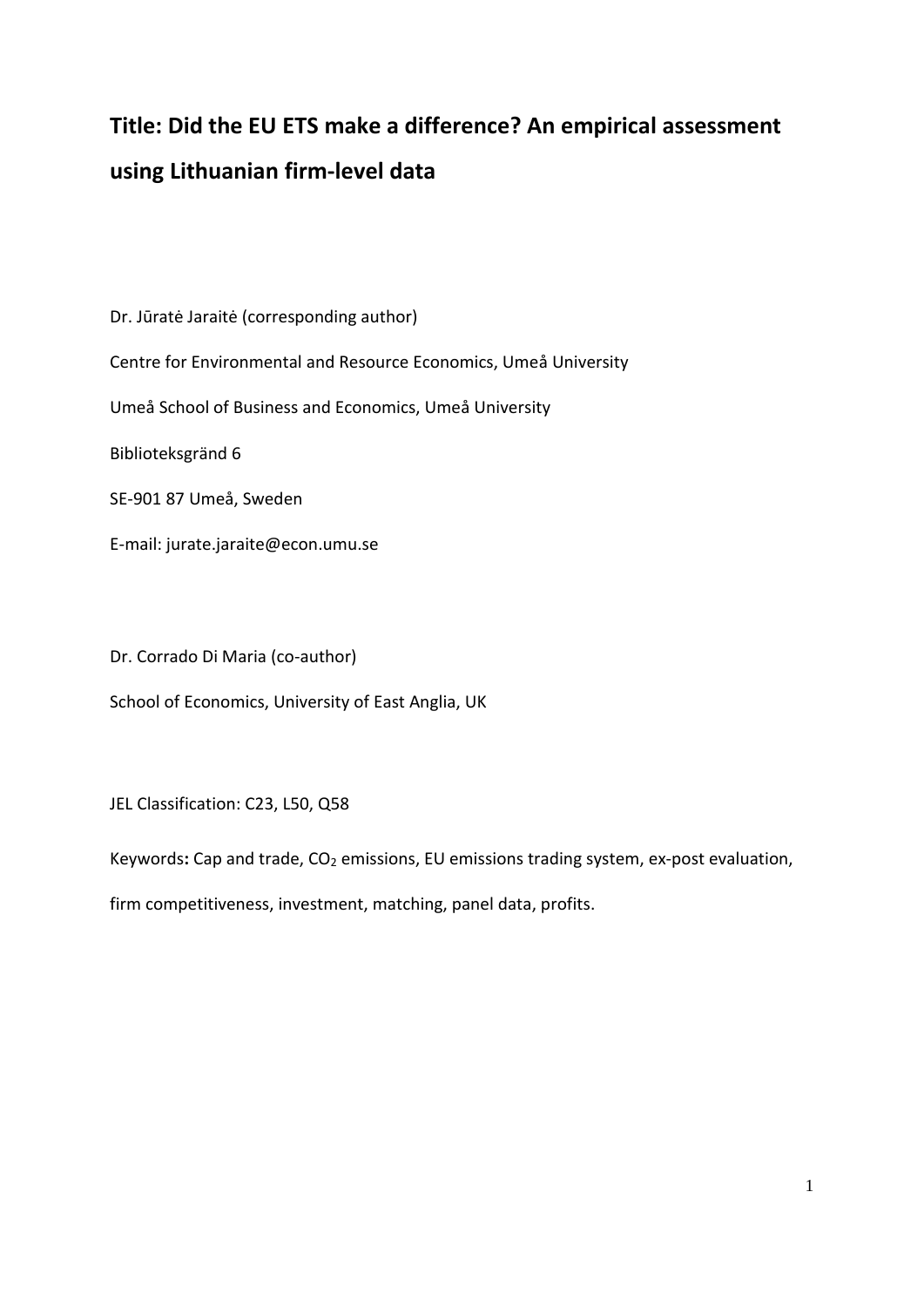# Title: Did the EU ETS make a difference? An empirical assessment using Lithuanian firm-level data

Dr. Jūratė Jaraitė (corresponding author)

Centre for Environmental and Resource Economics, Umeå University

Umeå School of Business and Economics, Umeå University

Biblioteksgränd 6

SE-901 87 Umeå, Sweden

E-mail: jurate.jaraite@econ.umu.se

Dr. Corrado Di Maria (co-author)

School of Economics, University of East Anglia, UK

JEL Classification: C23, L50, Q58

Keywords**:** Cap and trade, $CO_2$ emissions, EU emissions trading system, ex-post evaluation, firm competitiveness, investment, matching, panel data, profits.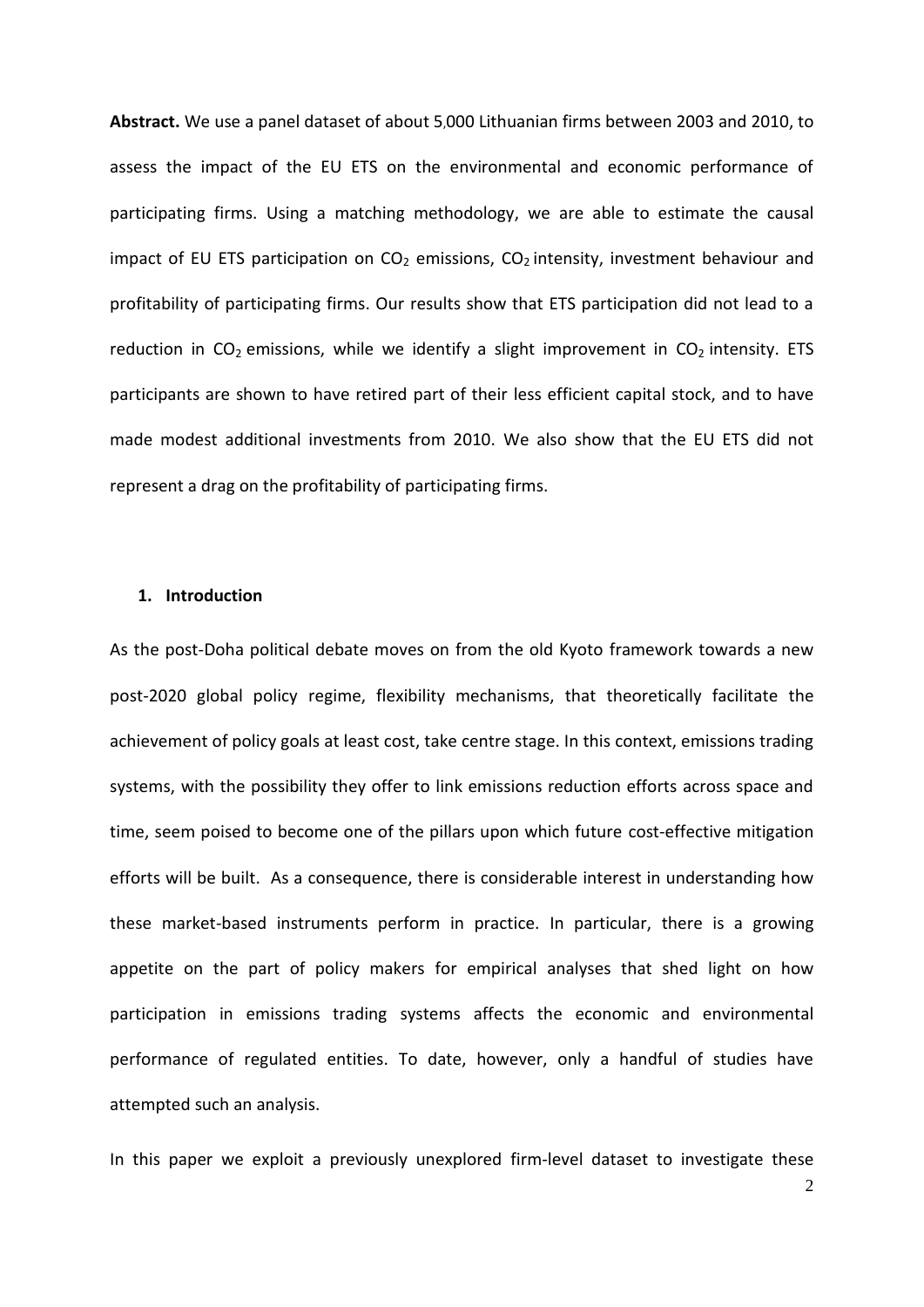**Abstract.** We use a panel dataset of about 5,000 Lithuanian firms between 2003 and 2010, to assess the impact of the EU ETS on the environmental and economic performance of participating firms. Using a matching methodology, we are able to estimate the causal impact of EU ETS participation on $CO_2$ emissions, $CO_2$ intensity, investment behaviour and profitability of participating firms. Our results show that ETS participation did not lead to a reduction in $CO_2$ emissions, while we identify a slight improvement in $CO_2$ intensity. ETS participants are shown to have retired part of their less efficient capital stock, and to have made modest additional investments from 2010. We also show that the EU ETS did not represent a drag on the profitability of participating firms.

## 1. Introduction

As the post-Doha political debate moves on from the old Kyoto framework towards a new post-2020 global policy regime, flexibility mechanisms, that theoretically facilitate the achievement of policy goals at least cost, take centre stage. In this context, emissions trading systems, with the possibility they offer to link emissions reduction efforts across space and time, seem poised to become one of the pillars upon which future cost-effective mitigation efforts will be built. As a consequence, there is considerable interest in understanding how these market-based instruments perform in practice. In particular, there is a growing appetite on the part of policy makers for empirical analyses that shed light on how participation in emissions trading systems affects the economic and environmental performance of regulated entities. To date, however, only a handful of studies have attempted such an analysis.

In this paper we exploit a previously unexplored firm-level dataset to investigate these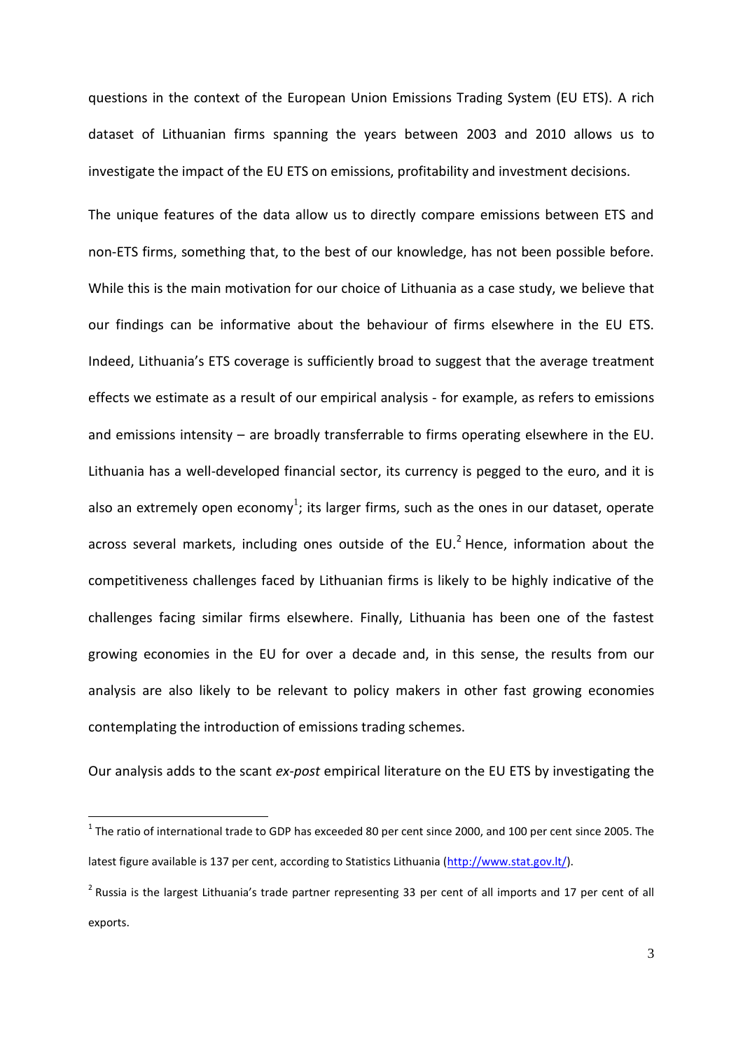questions in the context of the European Union Emissions Trading System (EU ETS). A rich dataset of Lithuanian firms spanning the years between 2003 and 2010 allows us to investigate the impact of the EU ETS on emissions, profitability and investment decisions.

The unique features of the data allow us to directly compare emissions between ETS and non-ETS firms, something that, to the best of our knowledge, has not been possible before. While this is the main motivation for our choice of Lithuania as a case study, we believe that our findings can be informative about the behaviour of firms elsewhere in the EU ETS. Indeed, Lithuania's ETS coverage is sufficiently broad to suggest that the average treatment effects we estimate as a result of our empirical analysis - for example, as refers to emissions and emissions intensity – are broadly transferrable to firms operating elsewhere in the EU. Lithuania has a well-developed financial sector, its currency is pegged to the euro, and it is also an extremely open economy[1]; its larger firms, such as the ones in our dataset, operate across several markets, including ones outside of the EU.[2] Hence, information about the competitiveness challenges faced by Lithuanian firms is likely to be highly indicative of the challenges facing similar firms elsewhere. Finally, Lithuania has been one of the fastest growing economies in the EU for over a decade and, in this sense, the results from our analysis are also likely to be relevant to policy makers in other fast growing economies contemplating the introduction of emissions trading schemes.

Our analysis adds to the scant *ex-post* empirical literature on the EU ETS by investigating the

[1] The ratio of international trade to GDP has exceeded 80 per cent since 2000, and 100 per cent since 2005. The latest figure available is 137 per cent, according to Statistics Lithuania (http://www.stat.gov.lt/).

[2] Russia is the largest Lithuania's trade partner representing 33 per cent of all imports and 17 per cent of all exports.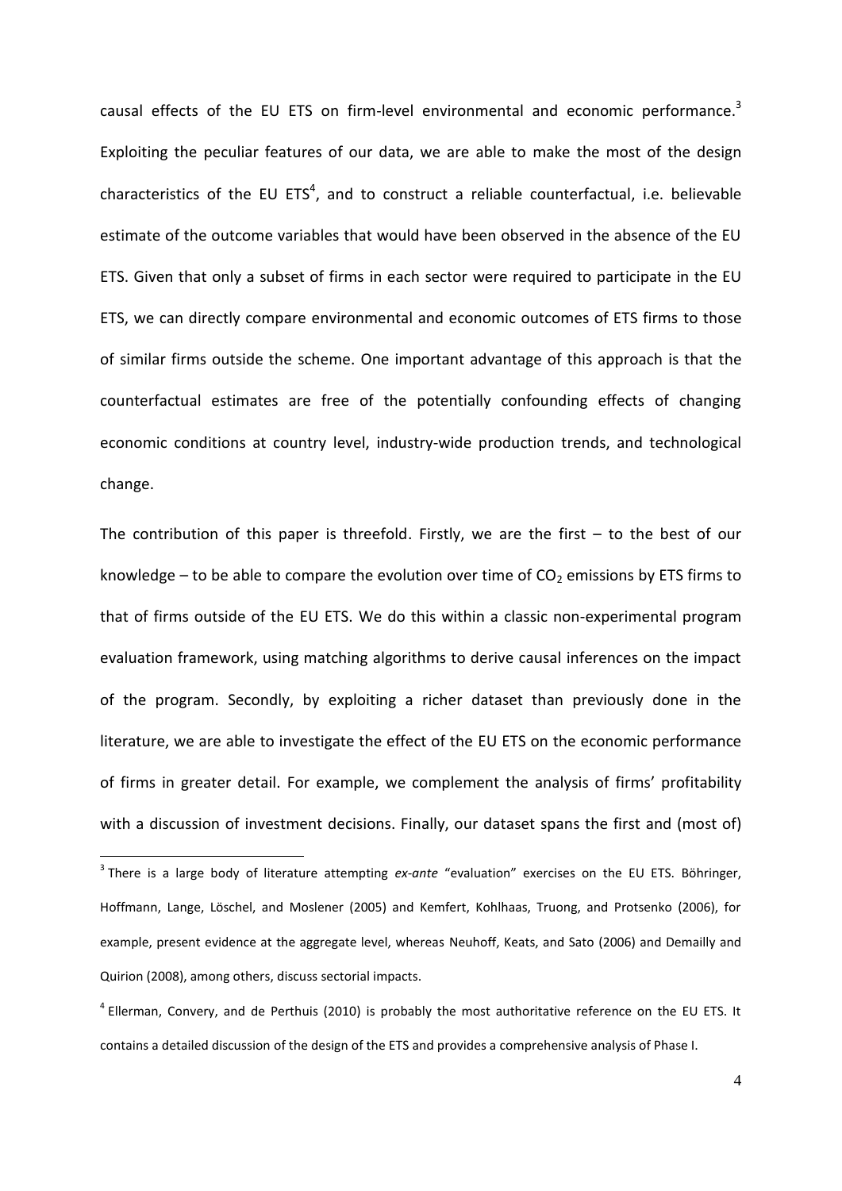causal effects of the EU ETS on firm-level environmental and economic performance.[3] Exploiting the peculiar features of our data, we are able to make the most of the design characteristics of the EU ETS[4], and to construct a reliable counterfactual, i.e. believable estimate of the outcome variables that would have been observed in the absence of the EU ETS. Given that only a subset of firms in each sector were required to participate in the EU ETS, we can directly compare environmental and economic outcomes of ETS firms to those of similar firms outside the scheme. One important advantage of this approach is that the counterfactual estimates are free of the potentially confounding effects of changing economic conditions at country level, industry-wide production trends, and technological change.

The contribution of this paper is threefold. Firstly, we are the first – to the best of our knowledge – to be able to compare the evolution over time of $CO_2$ emissions by ETS firms to that of firms outside of the EU ETS. We do this within a classic non-experimental program evaluation framework, using matching algorithms to derive causal inferences on the impact of the program. Secondly, by exploiting a richer dataset than previously done in the literature, we are able to investigate the effect of the EU ETS on the economic performance of firms in greater detail. For example, we complement the analysis of firms' profitability with a discussion of investment decisions. Finally, our dataset spans the first and (most of)

[3] There is a large body of literature attempting *ex-ante* "evaluation" exercises on the EU ETS. Böhringer, Hoffmann, Lange, Löschel, and Moslener (2005) and Kemfert, Kohlhaas, Truong, and Protsenko (2006), for example, present evidence at the aggregate level, whereas Neuhoff, Keats, and Sato (2006) and Demailly and Quirion (2008), among others, discuss sectorial impacts.

[4] Ellerman, Convery, and de Perthuis (2010) is probably the most authoritative reference on the EU ETS. It contains a detailed discussion of the design of the ETS and provides a comprehensive analysis of Phase I.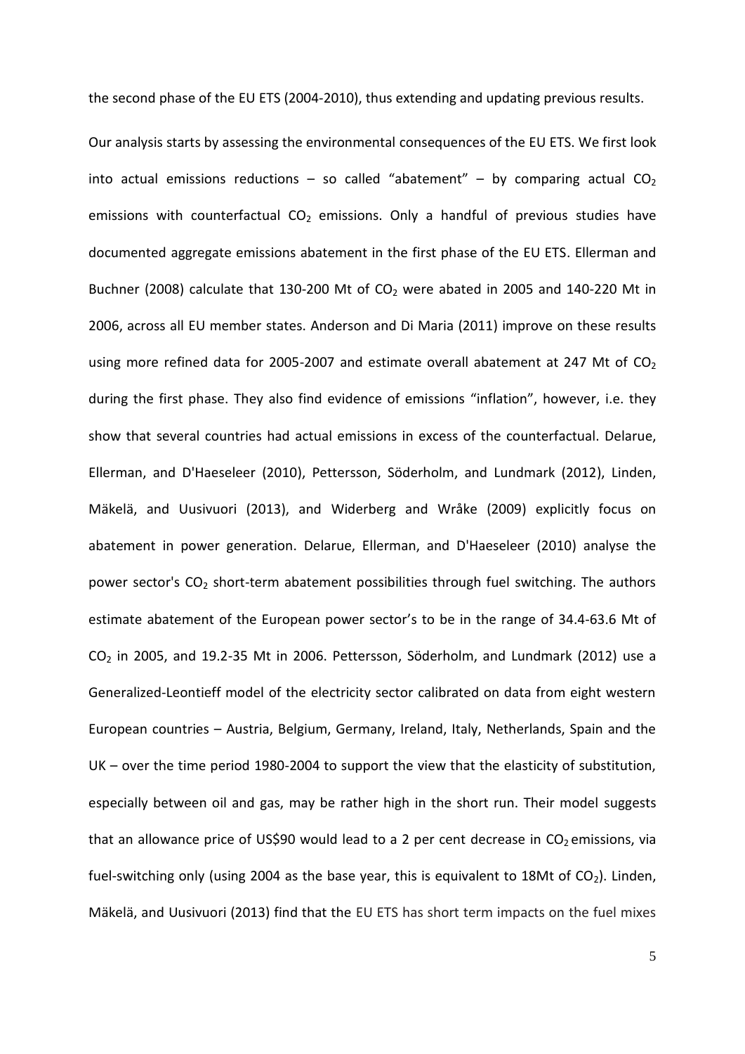the second phase of the EU ETS (2004-2010), thus extending and updating previous results.

Our analysis starts by assessing the environmental consequences of the EU ETS. We first look into actual emissions reductions – so called "abatement" – by comparing actual $CO_2$ emissions with counterfactual $CO_2$ emissions. Only a handful of previous studies have documented aggregate emissions abatement in the first phase of the EU ETS. Ellerman and Buchner (2008) calculate that 130-200 Mt of $CO_2$ were abated in 2005 and 140-220 Mt in 2006, across all EU member states. Anderson and Di Maria (2011) improve on these results using more refined data for 2005-2007 and estimate overall abatement at 247 Mt of $CO_2$ during the first phase. They also find evidence of emissions "inflation", however, i.e. they show that several countries had actual emissions in excess of the counterfactual. Delarue, Ellerman, and D'Haeseleer (2010), Pettersson, Söderholm, and Lundmark (2012), Linden, Mäkelä, and Uusivuori (2013), and Widerberg and Wråke (2009) explicitly focus on abatement in power generation. Delarue, Ellerman, and D'Haeseleer (2010) analyse the power sector's $CO_2$ short-term abatement possibilities through fuel switching. The authors estimate abatement of the European power sector's to be in the range of 34.4-63.6 Mt of $CO_2$ in 2005, and 19.2-35 Mt in 2006. Pettersson, Söderholm, and Lundmark (2012) use a Generalized-Leontieff model of the electricity sector calibrated on data from eight western European countries – Austria, Belgium, Germany, Ireland, Italy, Netherlands, Spain and the UK – over the time period 1980-2004 to support the view that the elasticity of substitution, especially between oil and gas, may be rather high in the short run. Their model suggests that an allowance price of US$90 would lead to a 2 per cent decrease in $CO_2$ emissions, via fuel-switching only (using 2004 as the base year, this is equivalent to 18Mt of $CO_2$). Linden, Mäkelä, and Uusivuori (2013) find that the EU ETS has short term impacts on the fuel mixes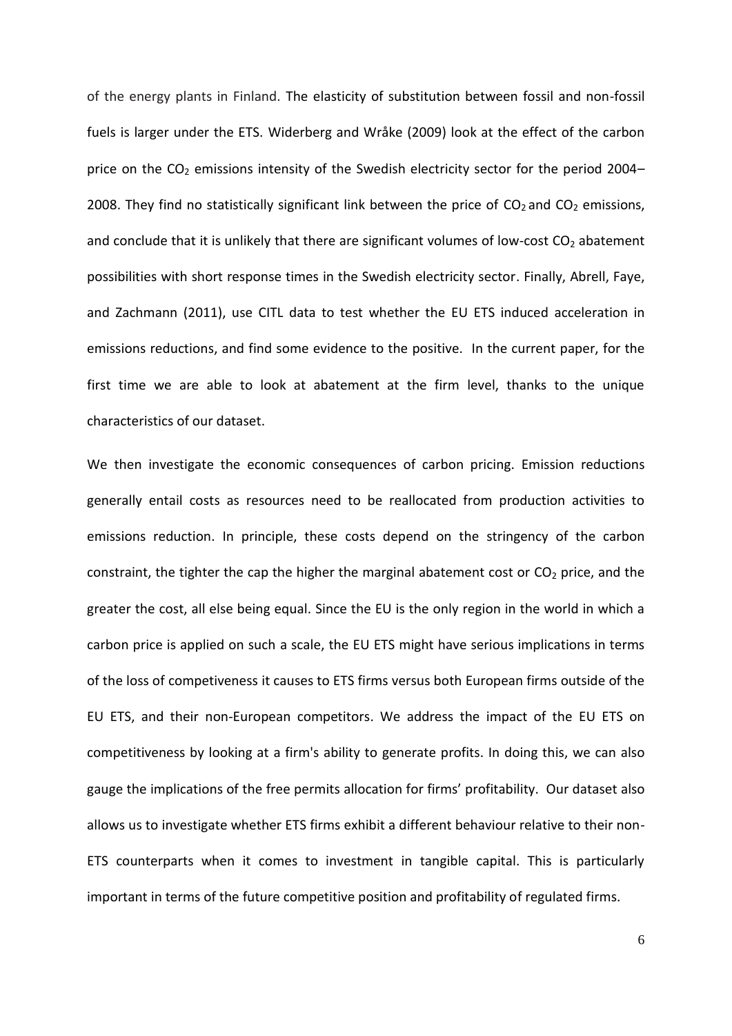of the energy plants in Finland. The elasticity of substitution between fossil and non-fossil fuels is larger under the ETS. Widerberg and Wråke (2009) look at the effect of the carbon price on the $CO_2$ emissions intensity of the Swedish electricity sector for the period 2004–2008. They find no statistically significant link between the price of $CO_2$ and $CO_2$ emissions, and conclude that it is unlikely that there are significant volumes of low-cost $CO_2$ abatement possibilities with short response times in the Swedish electricity sector. Finally, Abrell, Faye, and Zachmann (2011), use CITL data to test whether the EU ETS induced acceleration in emissions reductions, and find some evidence to the positive. In the current paper, for the first time we are able to look at abatement at the firm level, thanks to the unique characteristics of our dataset.

We then investigate the economic consequences of carbon pricing. Emission reductions generally entail costs as resources need to be reallocated from production activities to emissions reduction. In principle, these costs depend on the stringency of the carbon constraint, the tighter the cap the higher the marginal abatement cost or $CO_2$ price, and the greater the cost, all else being equal. Since the EU is the only region in the world in which a carbon price is applied on such a scale, the EU ETS might have serious implications in terms of the loss of competiveness it causes to ETS firms versus both European firms outside of the EU ETS, and their non-European competitors. We address the impact of the EU ETS on competitiveness by looking at a firm's ability to generate profits. In doing this, we can also gauge the implications of the free permits allocation for firms' profitability. Our dataset also allows us to investigate whether ETS firms exhibit a different behaviour relative to their non-ETS counterparts when it comes to investment in tangible capital. This is particularly important in terms of the future competitive position and profitability of regulated firms.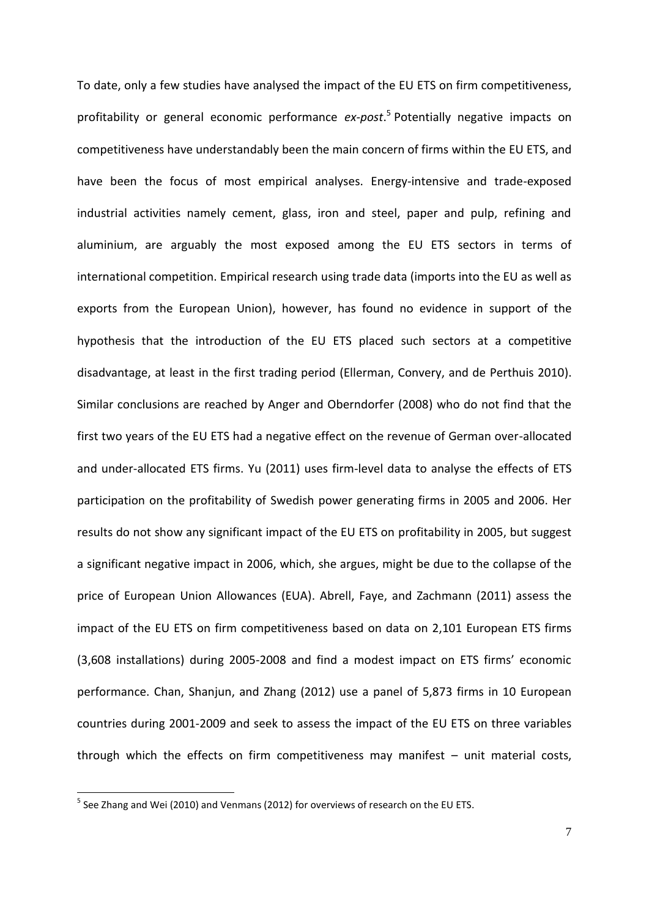To date, only a few studies have analysed the impact of the EU ETS on firm competitiveness, profitability or general economic performance *ex-post*.[5] Potentially negative impacts on competitiveness have understandably been the main concern of firms within the EU ETS, and have been the focus of most empirical analyses. Energy-intensive and trade-exposed industrial activities namely cement, glass, iron and steel, paper and pulp, refining and aluminium, are arguably the most exposed among the EU ETS sectors in terms of international competition. Empirical research using trade data (imports into the EU as well as exports from the European Union), however, has found no evidence in support of the hypothesis that the introduction of the EU ETS placed such sectors at a competitive disadvantage, at least in the first trading period (Ellerman, Convery, and de Perthuis 2010). Similar conclusions are reached by Anger and Oberndorfer (2008) who do not find that the first two years of the EU ETS had a negative effect on the revenue of German over-allocated and under-allocated ETS firms. Yu (2011) uses firm-level data to analyse the effects of ETS participation on the profitability of Swedish power generating firms in 2005 and 2006. Her results do not show any significant impact of the EU ETS on profitability in 2005, but suggest a significant negative impact in 2006, which, she argues, might be due to the collapse of the price of European Union Allowances (EUA). Abrell, Faye, and Zachmann (2011) assess the impact of the EU ETS on firm competitiveness based on data on 2,101 European ETS firms (3,608 installations) during 2005-2008 and find a modest impact on ETS firms' economic performance. Chan, Shanjun, and Zhang (2012) use a panel of 5,873 firms in 10 European countries during 2001-2009 and seek to assess the impact of the EU ETS on three variables through which the effects on firm competitiveness may manifest – unit material costs,

[5] See Zhang and Wei (2010) and Venmans (2012) for overviews of research on the EU ETS.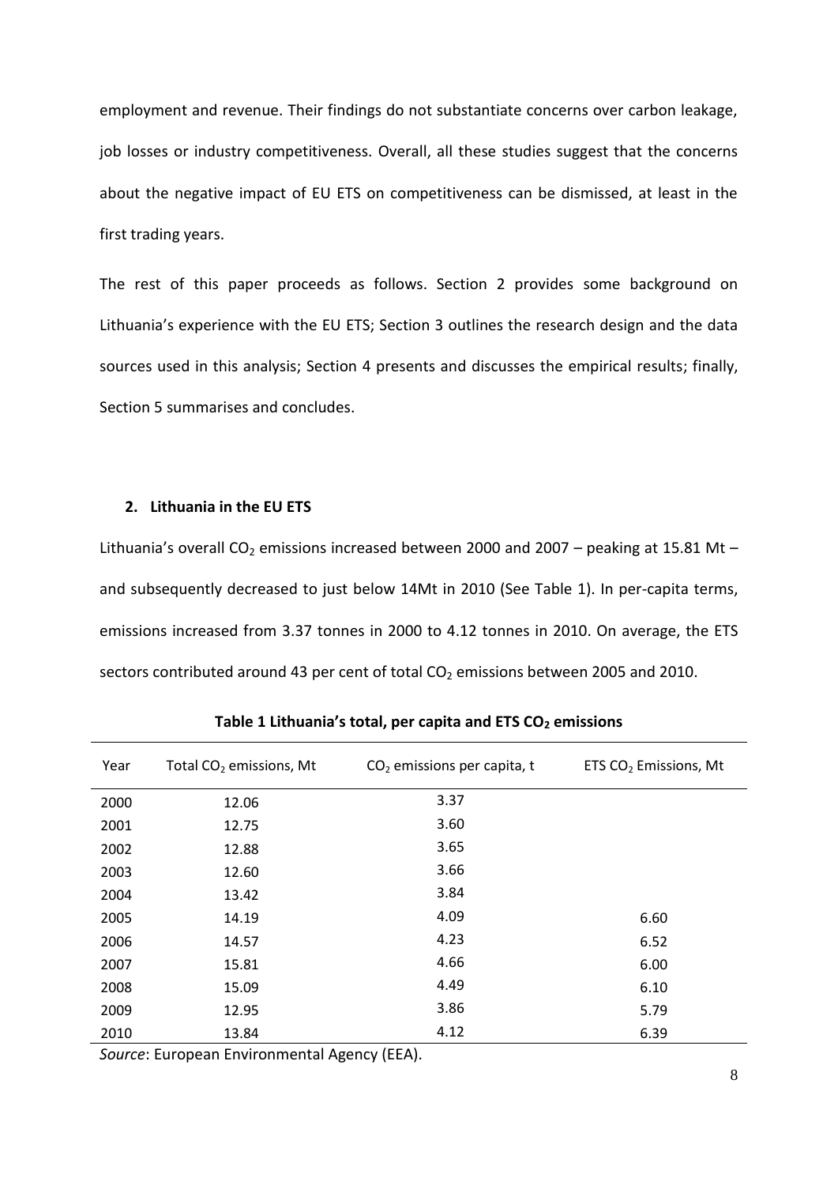employment and revenue. Their findings do not substantiate concerns over carbon leakage, job losses or industry competitiveness. Overall, all these studies suggest that the concerns about the negative impact of EU ETS on competitiveness can be dismissed, at least in the first trading years.

The rest of this paper proceeds as follows. Section 2 provides some background on Lithuania's experience with the EU ETS; Section 3 outlines the research design and the data sources used in this analysis; Section 4 presents and discusses the empirical results; finally, Section 5 summarises and concludes.

## 2. Lithuania in the EU ETS

Lithuania's overall $CO_2$ emissions increased between 2000 and 2007 – peaking at 15.81 Mt – and subsequently decreased to just below 14Mt in 2010 (See Table 1). In per-capita terms, emissions increased from 3.37 tonnes in 2000 to 4.12 tonnes in 2010. On average, the ETS sectors contributed around 43 per cent of total $CO_2$ emissions between 2005 and 2010.

**Table 1 Lithuania's total, per capita and ETS $CO_2$ emissions**

| Year | Total $CO_2$ emissions, Mt | $CO_2$ emissions per capita, t | ETS $CO_2$ Emissions, Mt |
|---|---|---|---|
| 2000 | 12.06 | 3.37 | |
| 2001 | 12.75 | 3.60 | |
| 2002 | 12.88 | 3.65 | |
| 2003 | 12.60 | 3.66 | |
| 2004 | 13.42 | 3.84 | |
| 2005 | 14.19 | 4.09 | 6.60 |
| 2006 | 14.57 | 4.23 | 6.52 |
| 2007 | 15.81 | 4.66 | 6.00 |
| 2008 | 15.09 | 4.49 | 6.10 |
| 2009 | 12.95 | 3.86 | 5.79 |
| 2010 | 13.84 | 4.12 | 6.39 |

*Source*: European Environmental Agency (EEA).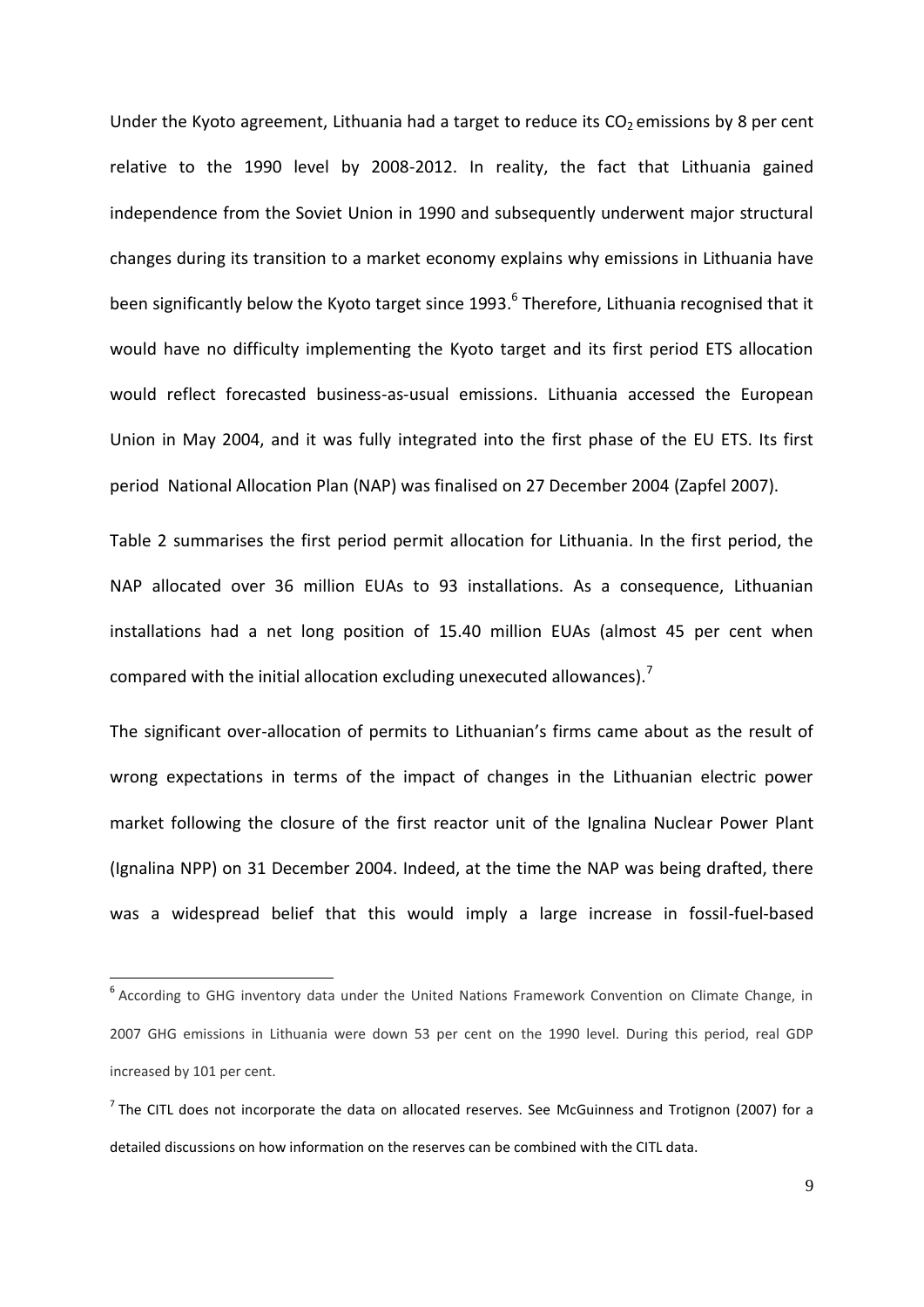Under the Kyoto agreement, Lithuania had a target to reduce its $CO_2$ emissions by 8 per cent relative to the 1990 level by 2008-2012. In reality, the fact that Lithuania gained independence from the Soviet Union in 1990 and subsequently underwent major structural changes during its transition to a market economy explains why emissions in Lithuania have been significantly below the Kyoto target since 1993.[6] Therefore, Lithuania recognised that it would have no difficulty implementing the Kyoto target and its first period ETS allocation would reflect forecasted business-as-usual emissions. Lithuania accessed the European Union in May 2004, and it was fully integrated into the first phase of the EU ETS. Its first period National Allocation Plan (NAP) was finalised on 27 December 2004 (Zapfel 2007).

Table 2 summarises the first period permit allocation for Lithuania. In the first period, the NAP allocated over 36 million EUAs to 93 installations. As a consequence, Lithuanian installations had a net long position of 15.40 million EUAs (almost 45 per cent when compared with the initial allocation excluding unexecuted allowances).[7]

The significant over-allocation of permits to Lithuanian's firms came about as the result of wrong expectations in terms of the impact of changes in the Lithuanian electric power market following the closure of the first reactor unit of the Ignalina Nuclear Power Plant (Ignalina NPP) on 31 December 2004. Indeed, at the time the NAP was being drafted, there was a widespread belief that this would imply a large increase in fossil-fuel-based

[6] According to GHG inventory data under the United Nations Framework Convention on Climate Change, in 2007 GHG emissions in Lithuania were down 53 per cent on the 1990 level. During this period, real GDP increased by 101 per cent.

[7] The CITL does not incorporate the data on allocated reserves. See McGuinness and Trotignon (2007) for a detailed discussions on how information on the reserves can be combined with the CITL data.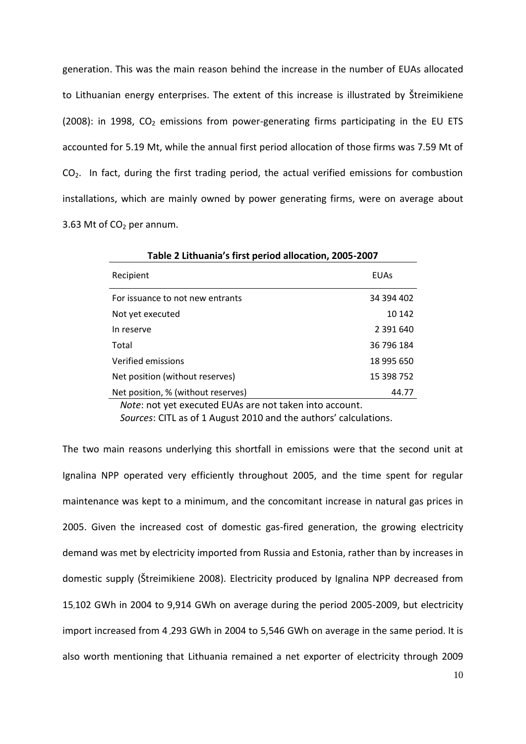generation. This was the main reason behind the increase in the number of EUAs allocated to Lithuanian energy enterprises. The extent of this increase is illustrated by Štreimikiene (2008): in 1998, $CO_2$ emissions from power-generating firms participating in the EU ETS accounted for 5.19 Mt, while the annual first period allocation of those firms was 7.59 Mt of $CO_2$. In fact, during the first trading period, the actual verified emissions for combustion installations, which are mainly owned by power generating firms, were on average about 3.63 Mt of $CO_2$ per annum.

**Table 2 Lithuania's first period allocation, 2005-2007**

| Recipient | EUAs |
|---|---|
| For issuance to not new entrants | 34 394 402 |
| Not yet executed | 10 142 |
| In reserve | 2 391 640 |
| Total | 36 796 184 |
| Verified emissions | 18 995 650 |
| Net position (without reserves) | 15 398 752 |
| Net position, % (without reserves) | 44.77 |

*Note*: not yet executed EUAs are not taken into account.
*Sources*: CITL as of 1 August 2010 and the authors' calculations.

The two main reasons underlying this shortfall in emissions were that the second unit at Ignalina NPP operated very efficiently throughout 2005, and the time spent for regular maintenance was kept to a minimum, and the concomitant increase in natural gas prices in 2005. Given the increased cost of domestic gas-fired generation, the growing electricity demand was met by electricity imported from Russia and Estonia, rather than by increases in domestic supply (Štreimikiene 2008). Electricity produced by Ignalina NPP decreased from 15,102 GWh in 2004 to 9,914 GWh on average during the period 2005-2009, but electricity import increased from 4,293 GWh in 2004 to 5,546 GWh on average in the same period. It is also worth mentioning that Lithuania remained a net exporter of electricity through 2009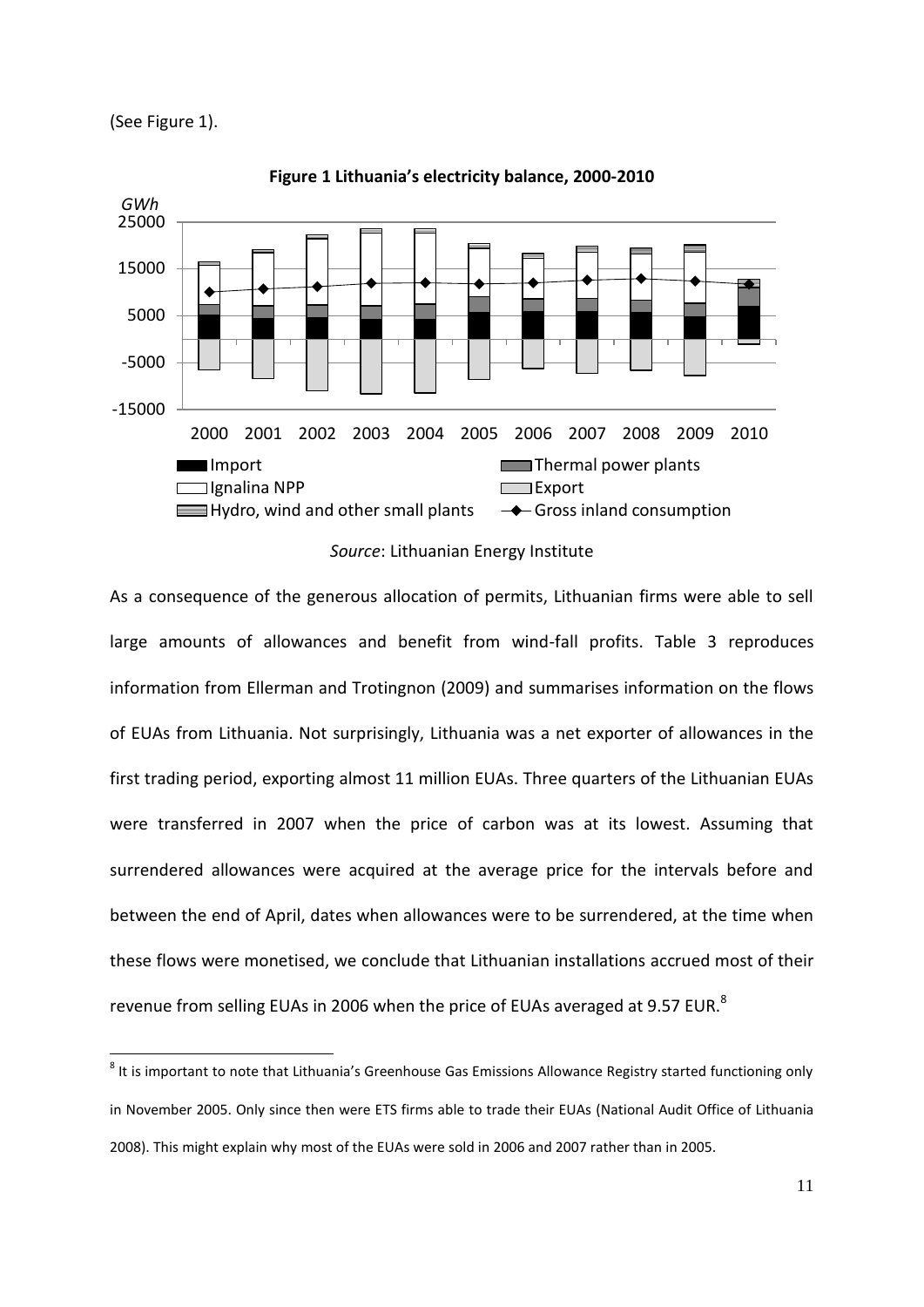(See Figure 1).

**Figure 1 Lithuania's electricity balance, 2000-2010**

*Source*: Lithuanian Energy Institute

As a consequence of the generous allocation of permits, Lithuanian firms were able to sell large amounts of allowances and benefit from wind-fall profits. Table 3 reproduces information from Ellerman and Trotignon (2009) and summarises information on the flows of EUAs from Lithuania. Not surprisingly, Lithuania was a net exporter of allowances in the first trading period, exporting almost 11 million EUAs. Three quarters of the Lithuanian EUAs were transferred in 2007 when the price of carbon was at its lowest. Assuming that surrendered allowances were acquired at the average price for the intervals before and between the end of April, dates when allowances were to be surrendered, at the time when these flows were monetised, we conclude that Lithuanian installations accrued most of their revenue from selling EUAs in 2006 when the price of EUAs averaged at 9.57 EUR.[8]

[8] It is important to note that Lithuania's Greenhouse Gas Emissions Allowance Registry started functioning only in November 2005. Only since then were ETS firms able to trade their EUAs (National Audit Office of Lithuania 2008). This might explain why most of the EUAs were sold in 2006 and 2007 rather than in 2005.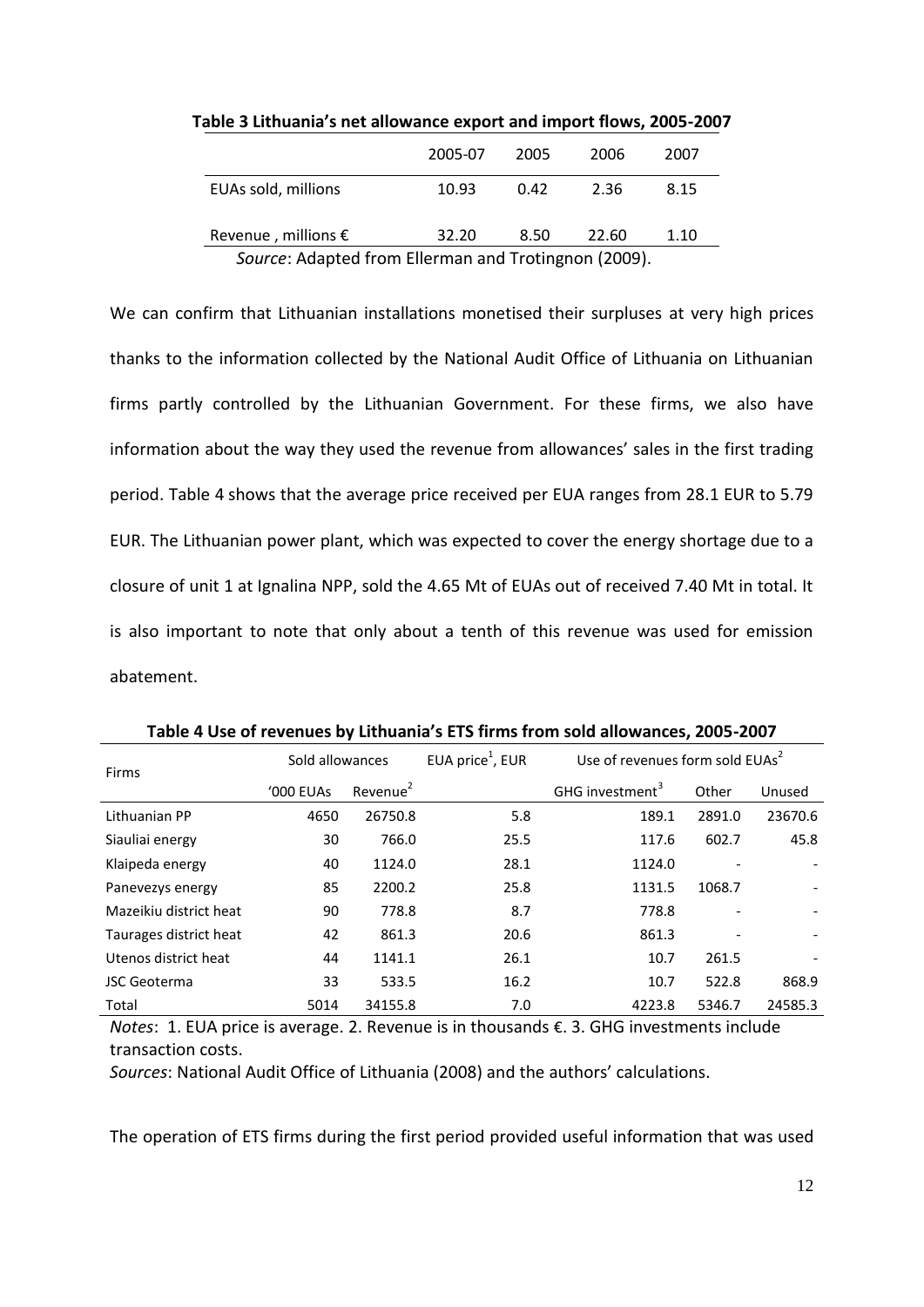**Table 3 Lithuania's net allowance export and import flows, 2005-2007**

| | 2005-07 | 2005 | 2006 | 2007 |
|---|---|---|---|---|
| EUAs sold, millions | 10.93 | 0.42 | 2.36 | 8.15 |
| Revenue , millions € | 32.20 | 8.50 | 22.60 | 1.10 |

*Source*: Adapted from Ellerman and Trotingnon (2009).

We can confirm that Lithuanian installations monetised their surpluses at very high prices thanks to the information collected by the National Audit Office of Lithuania on Lithuanian firms partly controlled by the Lithuanian Government. For these firms, we also have information about the way they used the revenue from allowances' sales in the first trading period. Table 4 shows that the average price received per EUA ranges from 28.1 EUR to 5.79 EUR. The Lithuanian power plant, which was expected to cover the energy shortage due to a closure of unit 1 at Ignalina NPP, sold the 4.65 Mt of EUAs out of received 7.40 Mt in total. It is also important to note that only about a tenth of this revenue was used for emission abatement.

**Table 4 Use of revenues by Lithuania's ETS firms from sold allowances, 2005-2007**

| Firms | Sold allowances | | EUA price[1], EUR | Use of revenues form sold EUAs[2] | | |
|---|---|---|---|---|---|---|
| | '000 EUAs | Revenue[2] | | GHG investment[3] | Other | Unused |
| Lithuanian PP | 4650 | 26750.8 | 5.8 | 189.1 | 2891.0 | 23670.6 |
| Siauliai energy | 30 | 766.0 | 25.5 | 117.6 | 602.7 | 45.8 |
| Klaipeda energy | 40 | 1124.0 | 28.1 | 1124.0 | - | - |
| Panevezys energy | 85 | 2200.2 | 25.8 | 1131.5 | 1068.7 | - |
| Mazeikiu district heat | 90 | 778.8 | 8.7 | 778.8 | - | - |
| Taurages district heat | 42 | 861.3 | 20.6 | 861.3 | - | - |
| Utenos district heat | 44 | 1141.1 | 26.1 | 10.7 | 261.5 | - |
| JSC Geoterma | 33 | 533.5 | 16.2 | 10.7 | 522.8 | 868.9 |
| Total | 5014 | 34155.8 | 7.0 | 4223.8 | 5346.7 | 24585.3 |

*Notes*: 1. EUA price is average. 2. Revenue is in thousands €. 3. GHG investments include transaction costs.

*Sources*: National Audit Office of Lithuania (2008) and the authors' calculations.

The operation of ETS firms during the first period provided useful information that was used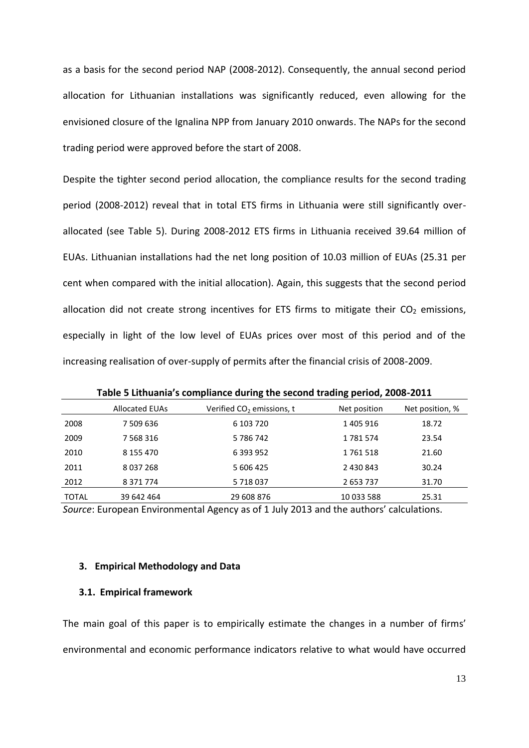as a basis for the second period NAP (2008-2012). Consequently, the annual second period allocation for Lithuanian installations was significantly reduced, even allowing for the envisioned closure of the Ignalina NPP from January 2010 onwards. The NAPs for the second trading period were approved before the start of 2008.

Despite the tighter second period allocation, the compliance results for the second trading period (2008-2012) reveal that in total ETS firms in Lithuania were still significantly over-allocated (see Table 5). During 2008-2012 ETS firms in Lithuania received 39.64 million of EUAs. Lithuanian installations had the net long position of 10.03 million of EUAs (25.31 per cent when compared with the initial allocation). Again, this suggests that the second period allocation did not create strong incentives for ETS firms to mitigate their $CO_2$ emissions, especially in light of the low level of EUAs prices over most of this period and of the increasing realisation of over-supply of permits after the financial crisis of 2008-2009.

**Table 5 Lithuania's compliance during the second trading period, 2008-2011**

| | Allocated EUAs | Verified $CO_2$ emissions, t | Net position | Net position, % |
|---|---|---|---|---|
| 2008 | 7 509 636 | 6 103 720 | 1 405 916 | 18.72 |
| 2009 | 7 568 316 | 5 786 742 | 1 781 574 | 23.54 |
| 2010 | 8 155 470 | 6 393 952 | 1 761 518 | 21.60 |
| 2011 | 8 037 268 | 5 606 425 | 2 430 843 | 30.24 |
| 2012 | 8 371 774 | 5 718 037 | 2 653 737 | 31.70 |
| TOTAL | 39 642 464 | 29 608 876 | 10 033 588 | 25.31 |

*Source*: European Environmental Agency as of 1 July 2013 and the authors' calculations.

### 3. Empirical Methodology and Data

#### 3.1. Empirical framework

The main goal of this paper is to empirically estimate the changes in a number of firms' environmental and economic performance indicators relative to what would have occurred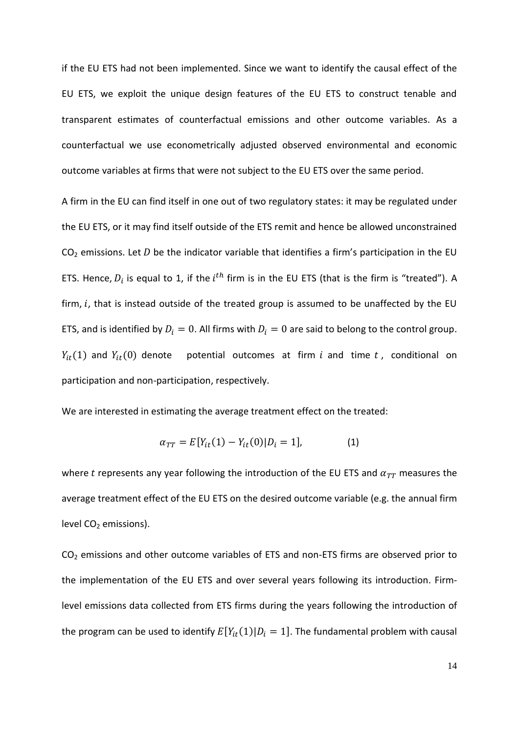if the EU ETS had not been implemented. Since we want to identify the causal effect of the EU ETS, we exploit the unique design features of the EU ETS to construct tenable and transparent estimates of counterfactual emissions and other outcome variables. As a counterfactual we use econometrically adjusted observed environmental and economic outcome variables at firms that were not subject to the EU ETS over the same period.

A firm in the EU can find itself in one out of two regulatory states: it may be regulated under the EU ETS, or it may find itself outside of the ETS remit and hence be allowed unconstrained $CO_2$ emissions. Let $D$ be the indicator variable that identifies a firm's participation in the EU ETS. Hence, $D_i$ is equal to 1, if the $i^{th}$ firm is in the EU ETS (that is the firm is "treated"). A firm, $i$, that is instead outside of the treated group is assumed to be unaffected by the EU ETS, and is identified by $D_i = 0$. All firms with $D_i = 0$ are said to belong to the control group. $Y_{it}(1)$ and $Y_{it}(0)$ denote potential outcomes at firm $i$ and time $t$, conditional on participation and non-participation, respectively.

We are interested in estimating the average treatment effect on the treated:

$$\alpha_{TT} = E[Y_{it}(1) - Y_{it}(0)|D_i = 1], \qquad (1)$$

where $t$ represents any year following the introduction of the EU ETS and $\alpha_{TT}$ measures the average treatment effect of the EU ETS on the desired outcome variable (e.g. the annual firm level $CO_2$ emissions).

$CO_2$ emissions and other outcome variables of ETS and non-ETS firms are observed prior to the implementation of the EU ETS and over several years following its introduction. Firm-level emissions data collected from ETS firms during the years following the introduction of the program can be used to identify $E[Y_{it}(1)|D_i = 1]$. The fundamental problem with causal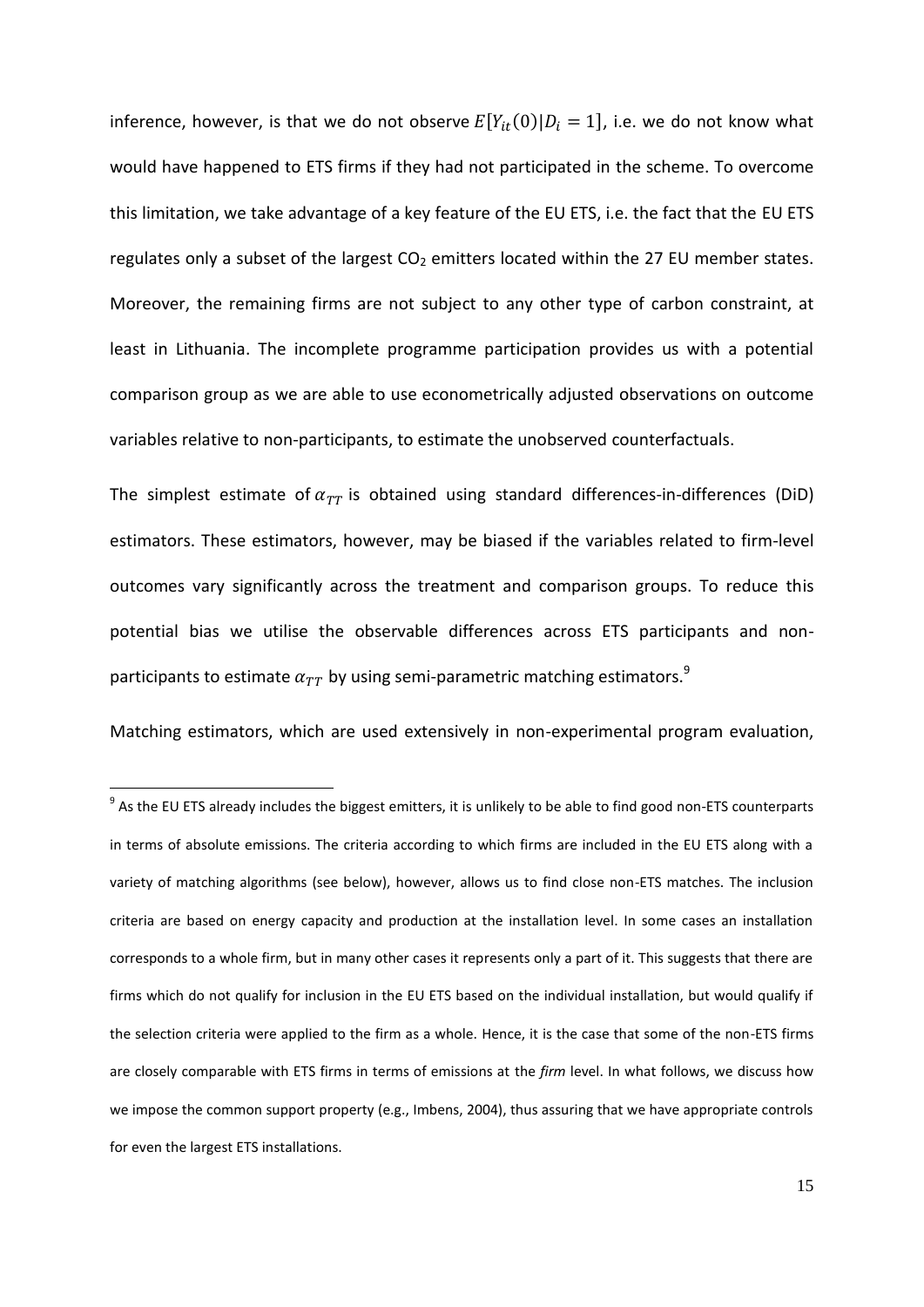inference, however, is that we do not observe $E[Y_{it}(0)|D_i = 1]$, i.e. we do not know what would have happened to ETS firms if they had not participated in the scheme. To overcome this limitation, we take advantage of a key feature of the EU ETS, i.e. the fact that the EU ETS regulates only a subset of the largest $CO_2$ emitters located within the 27 EU member states. Moreover, the remaining firms are not subject to any other type of carbon constraint, at least in Lithuania. The incomplete programme participation provides us with a potential comparison group as we are able to use econometrically adjusted observations on outcome variables relative to non-participants, to estimate the unobserved counterfactuals.

The simplest estimate of $\alpha_{TT}$ is obtained using standard differences-in-differences (DiD) estimators. These estimators, however, may be biased if the variables related to firm-level outcomes vary significantly across the treatment and comparison groups. To reduce this potential bias we utilise the observable differences across ETS participants and non-participants to estimate $\alpha_{TT}$ by using semi-parametric matching estimators.[9]

Matching estimators, which are used extensively in non-experimental program evaluation,

[9] As the EU ETS already includes the biggest emitters, it is unlikely to be able to find good non-ETS counterparts in terms of absolute emissions. The criteria according to which firms are included in the EU ETS along with a variety of matching algorithms (see below), however, allows us to find close non-ETS matches. The inclusion criteria are based on energy capacity and production at the installation level. In some cases an installation corresponds to a whole firm, but in many other cases it represents only a part of it. This suggests that there are firms which do not qualify for inclusion in the EU ETS based on the individual installation, but would qualify if the selection criteria were applied to the firm as a whole. Hence, it is the case that some of the non-ETS firms are closely comparable with ETS firms in terms of emissions at the *firm* level. In what follows, we discuss how we impose the common support property (e.g., Imbens, 2004), thus assuring that we have appropriate controls for even the largest ETS installations.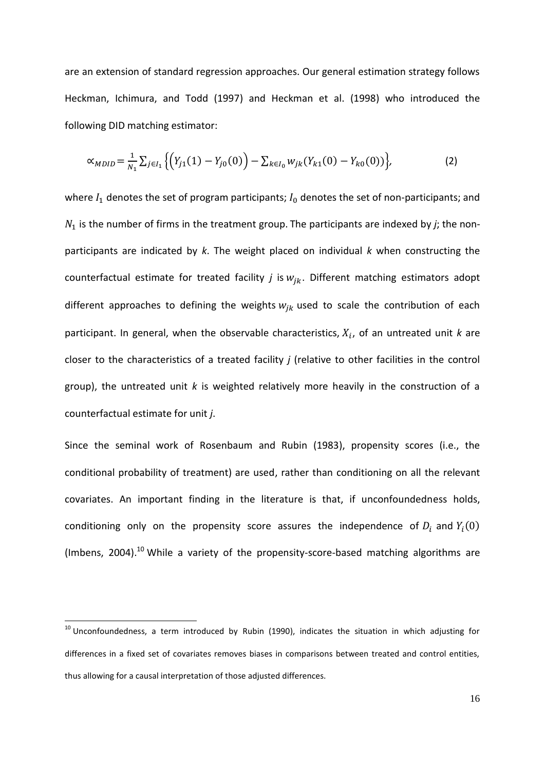are an extension of standard regression approaches. Our general estimation strategy follows Heckman, Ichimura, and Todd (1997) and Heckman et al. (1998) who introduced the following DID matching estimator:

$$\propto_{MDID} = \frac{1}{N_1} \sum_{j \in I_1} \left\{ \left( Y_{j1}(1) - Y_{j0}(0) \right) - \sum_{k \in I_0} w_{jk} (Y_{k1}(0) - Y_{k0}(0)) \right\}, \tag{2}$$

where $I_1$ denotes the set of program participants; $I_0$ denotes the set of non-participants; and $N_1$ is the number of firms in the treatment group. The participants are indexed by *j*; the non-participants are indicated by *k*. The weight placed on individual *k* when constructing the counterfactual estimate for treated facility *j* is $w_{jk}$. Different matching estimators adopt different approaches to defining the weights $w_{jk}$ used to scale the contribution of each participant. In general, when the observable characteristics, $X_i$, of an untreated unit *k* are closer to the characteristics of a treated facility *j* (relative to other facilities in the control group), the untreated unit *k* is weighted relatively more heavily in the construction of a counterfactual estimate for unit *j*.

Since the seminal work of Rosenbaum and Rubin (1983), propensity scores (i.e., the conditional probability of treatment) are used, rather than conditioning on all the relevant covariates. An important finding in the literature is that, if unconfoundedness holds, conditioning only on the propensity score assures the independence of $D_i$ and $Y_i(0)$ (Imbens, 2004).[10] While a variety of the propensity-score-based matching algorithms are

[10] Unconfoundedness, a term introduced by Rubin (1990), indicates the situation in which adjusting for differences in a fixed set of covariates removes biases in comparisons between treated and control entities, thus allowing for a causal interpretation of those adjusted differences.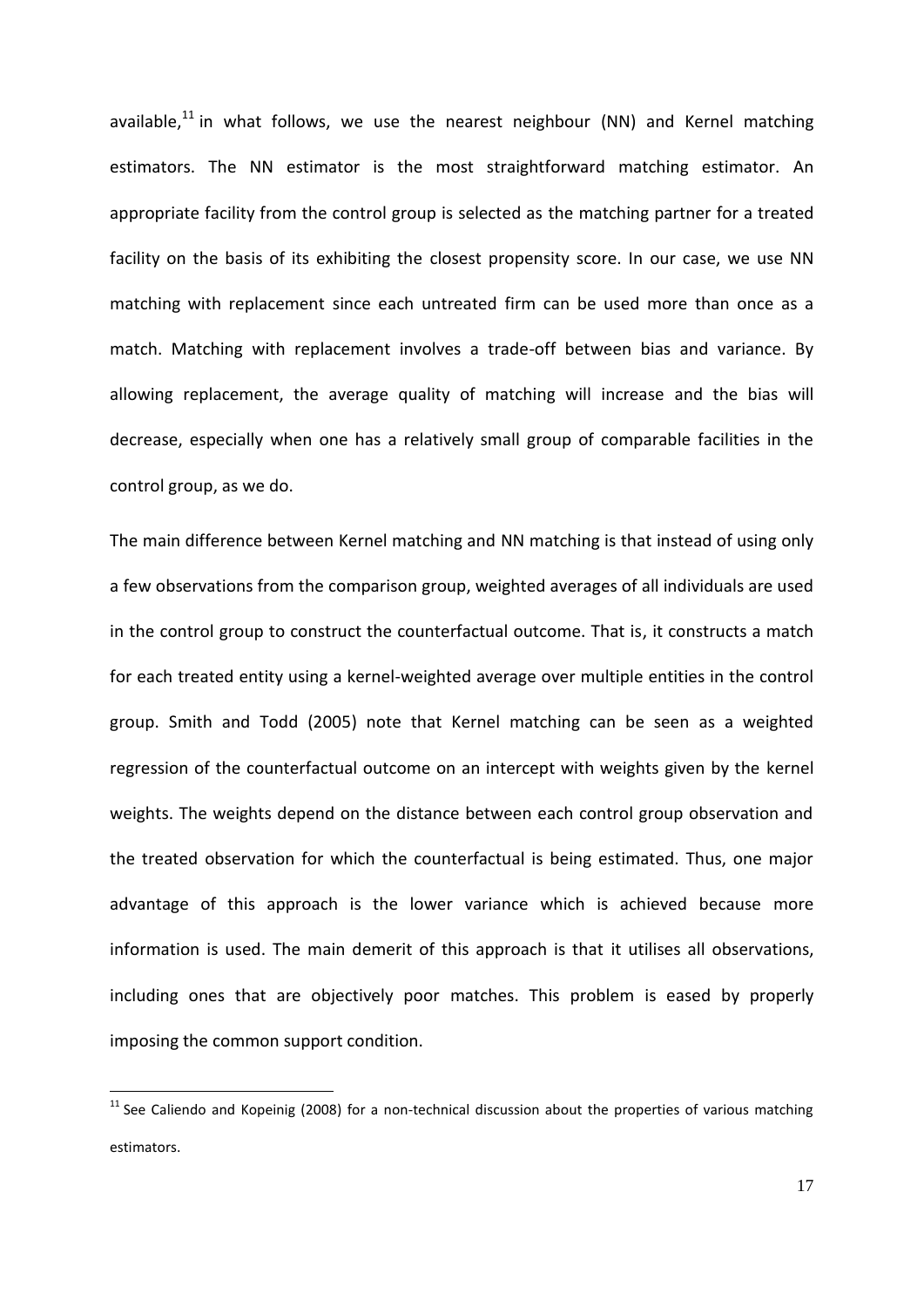available,[11] in what follows, we use the nearest neighbour (NN) and Kernel matching estimators. The NN estimator is the most straightforward matching estimator. An appropriate facility from the control group is selected as the matching partner for a treated facility on the basis of its exhibiting the closest propensity score. In our case, we use NN matching with replacement since each untreated firm can be used more than once as a match. Matching with replacement involves a trade-off between bias and variance. By allowing replacement, the average quality of matching will increase and the bias will decrease, especially when one has a relatively small group of comparable facilities in the control group, as we do.

The main difference between Kernel matching and NN matching is that instead of using only a few observations from the comparison group, weighted averages of all individuals are used in the control group to construct the counterfactual outcome. That is, it constructs a match for each treated entity using a kernel-weighted average over multiple entities in the control group. Smith and Todd (2005) note that Kernel matching can be seen as a weighted regression of the counterfactual outcome on an intercept with weights given by the kernel weights. The weights depend on the distance between each control group observation and the treated observation for which the counterfactual is being estimated. Thus, one major advantage of this approach is the lower variance which is achieved because more information is used. The main demerit of this approach is that it utilises all observations, including ones that are objectively poor matches. This problem is eased by properly imposing the common support condition.

[11] See Caliendo and Kopeinig (2008) for a non-technical discussion about the properties of various matching estimators.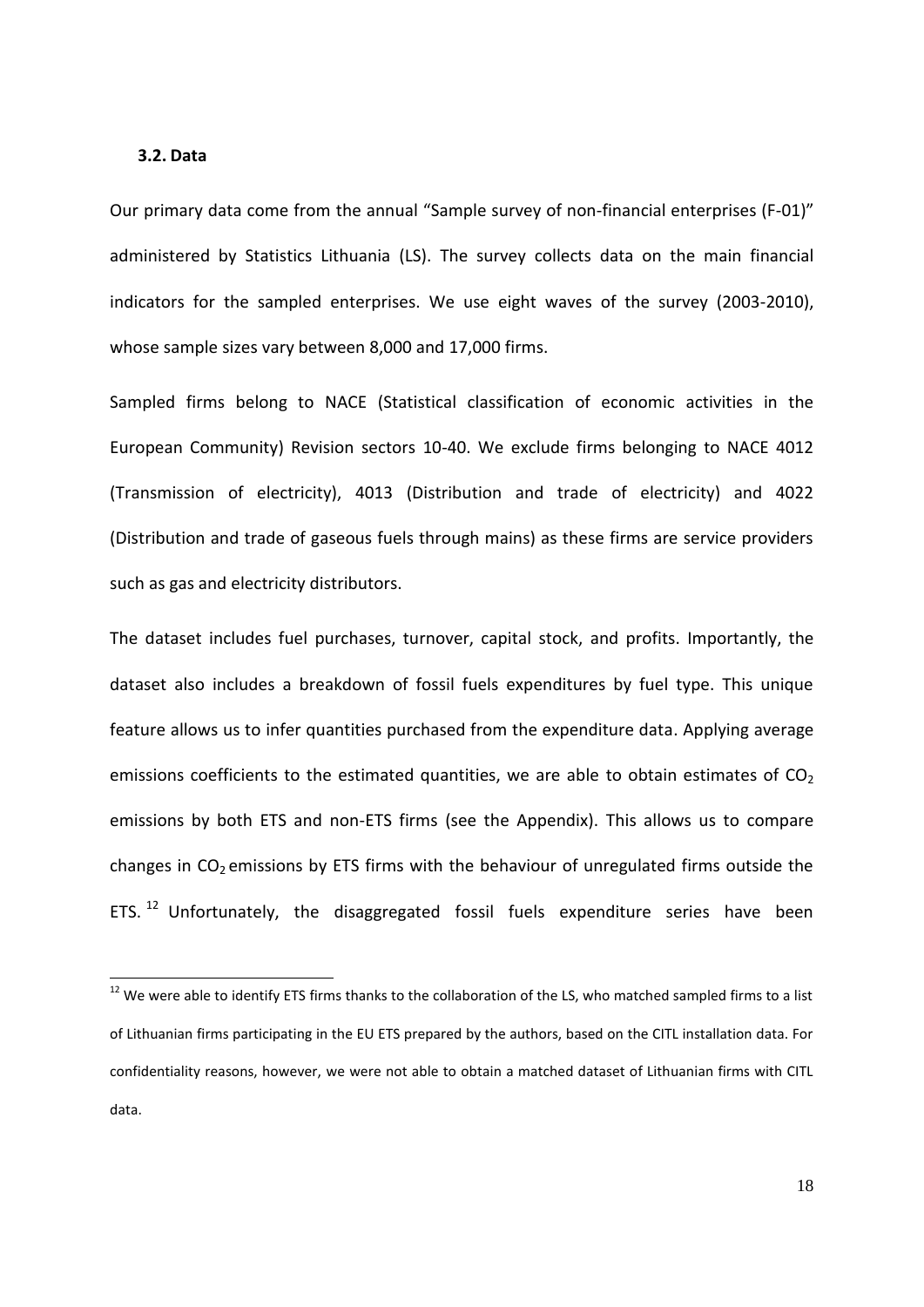### 3.2. Data

Our primary data come from the annual "Sample survey of non-financial enterprises (F-01)" administered by Statistics Lithuania (LS). The survey collects data on the main financial indicators for the sampled enterprises. We use eight waves of the survey (2003-2010), whose sample sizes vary between 8,000 and 17,000 firms.

Sampled firms belong to NACE (Statistical classification of economic activities in the European Community) Revision sectors 10-40. We exclude firms belonging to NACE 4012 (Transmission of electricity), 4013 (Distribution and trade of electricity) and 4022 (Distribution and trade of gaseous fuels through mains) as these firms are service providers such as gas and electricity distributors.

The dataset includes fuel purchases, turnover, capital stock, and profits. Importantly, the dataset also includes a breakdown of fossil fuels expenditures by fuel type. This unique feature allows us to infer quantities purchased from the expenditure data. Applying average emissions coefficients to the estimated quantities, we are able to obtain estimates of $CO_2$ emissions by both ETS and non-ETS firms (see the Appendix). This allows us to compare changes in $CO_2$ emissions by ETS firms with the behaviour of unregulated firms outside the ETS. [12] Unfortunately, the disaggregated fossil fuels expenditure series have been

[12] We were able to identify ETS firms thanks to the collaboration of the LS, who matched sampled firms to a list of Lithuanian firms participating in the EU ETS prepared by the authors, based on the CITL installation data. For confidentiality reasons, however, we were not able to obtain a matched dataset of Lithuanian firms with CITL data.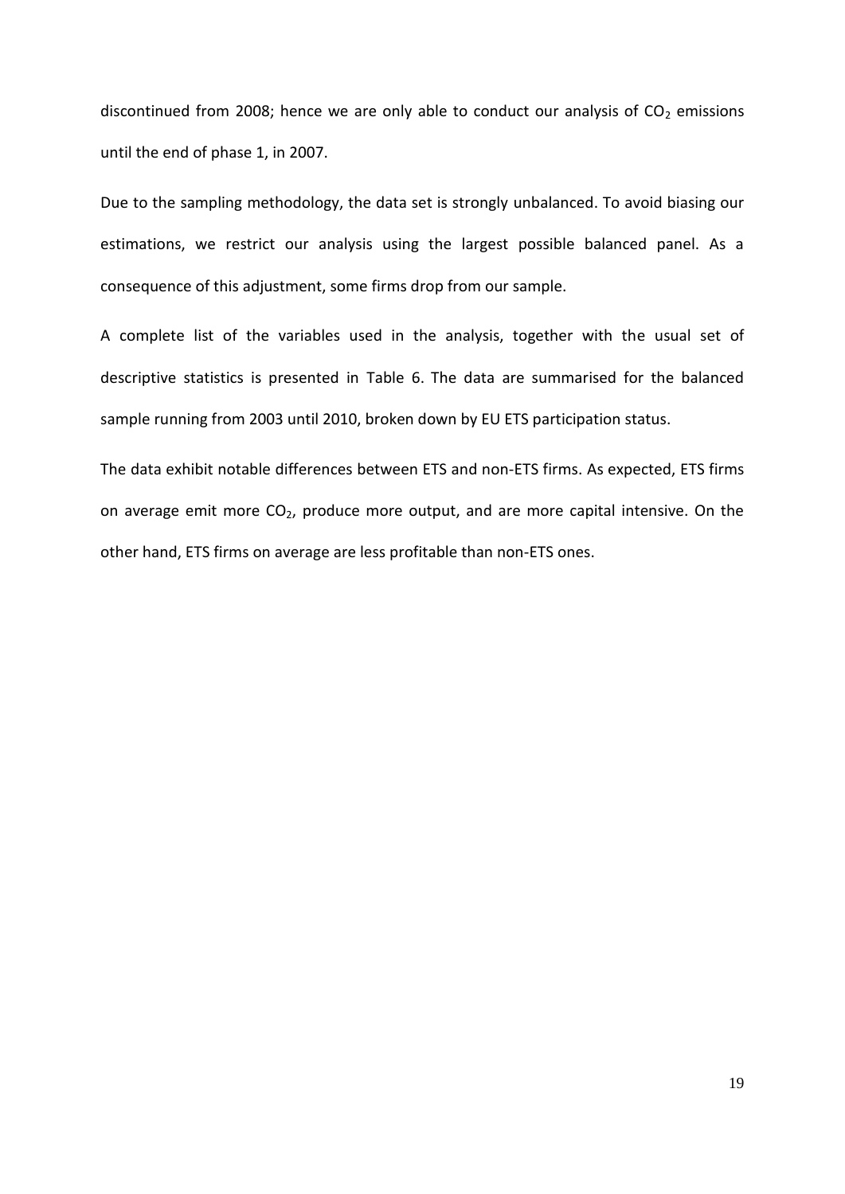discontinued from 2008; hence we are only able to conduct our analysis of $CO_2$ emissions until the end of phase 1, in 2007.

Due to the sampling methodology, the data set is strongly unbalanced. To avoid biasing our estimations, we restrict our analysis using the largest possible balanced panel. As a consequence of this adjustment, some firms drop from our sample.

A complete list of the variables used in the analysis, together with the usual set of descriptive statistics is presented in Table 6. The data are summarised for the balanced sample running from 2003 until 2010, broken down by EU ETS participation status.

The data exhibit notable differences between ETS and non-ETS firms. As expected, ETS firms on average emit more $CO_2$, produce more output, and are more capital intensive. On the other hand, ETS firms on average are less profitable than non-ETS ones.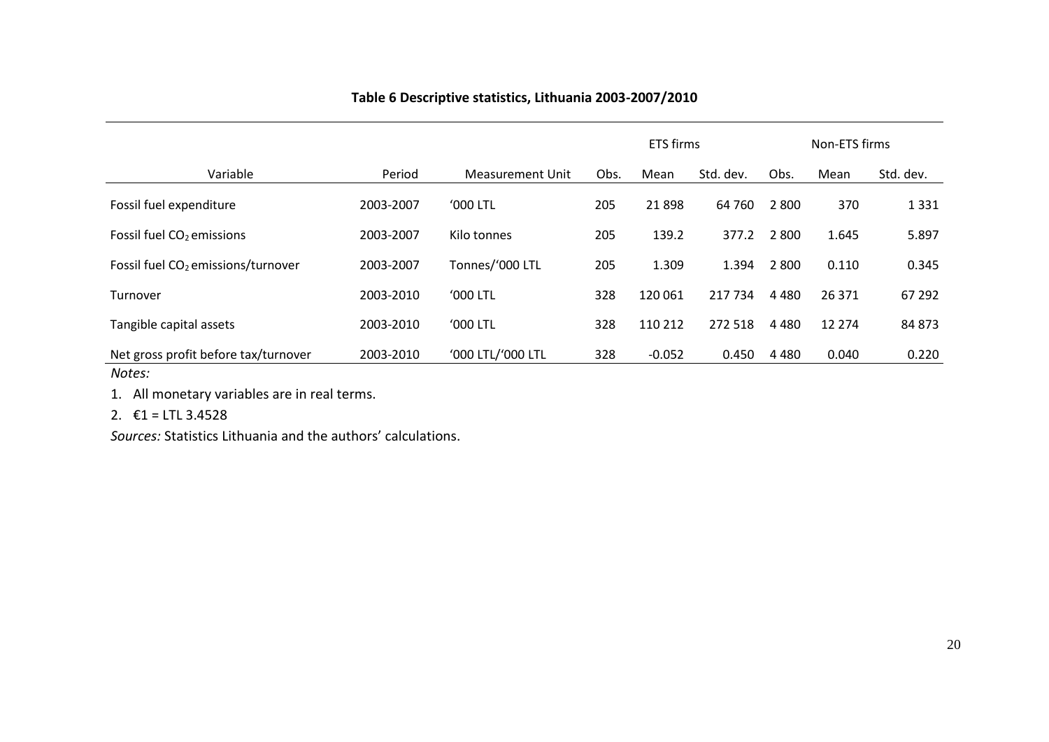**Table 6 Descriptive statistics, Lithuania 2003-2007/2010**

| | | | ETS firms | | | Non-ETS firms | | |
|---|---|---|---|---|---|---|---|---|
| Variable | Period | Measurement Unit | Obs. | Mean | Std. dev. | Obs. | Mean | Std. dev. |
| Fossil fuel expenditure | 2003-2007 | '000 LTL | 205 | 21 898 | 64 760 | 2 800 | 370 | 1 331 |
| Fossil fuel $CO_2$ emissions | 2003-2007 | Kilo tonnes | 205 | 139.2 | 377.2 | 2 800 | 1.645 | 5.897 |
| Fossil fuel $CO_2$ emissions/turnover | 2003-2007 | Tonnes/'000 LTL | 205 | 1.309 | 1.394 | 2 800 | 0.110 | 0.345 |
| Turnover | 2003-2010 | '000 LTL | 328 | 120 061 | 217 734 | 4 480 | 26 371 | 67 292 |
| Tangible capital assets | 2003-2010 | '000 LTL | 328 | 110 212 | 272 518 | 4 480 | 12 274 | 84 873 |
| Net gross profit before tax/turnover | 2003-2010 | '000 LTL/'000 LTL | 328 | -0.052 | 0.450 | 4 480 | 0.040 | 0.220 |

*Notes:*

1. All monetary variables are in real terms.
2. €1 = LTL 3.4528

*Sources:* Statistics Lithuania and the authors' calculations.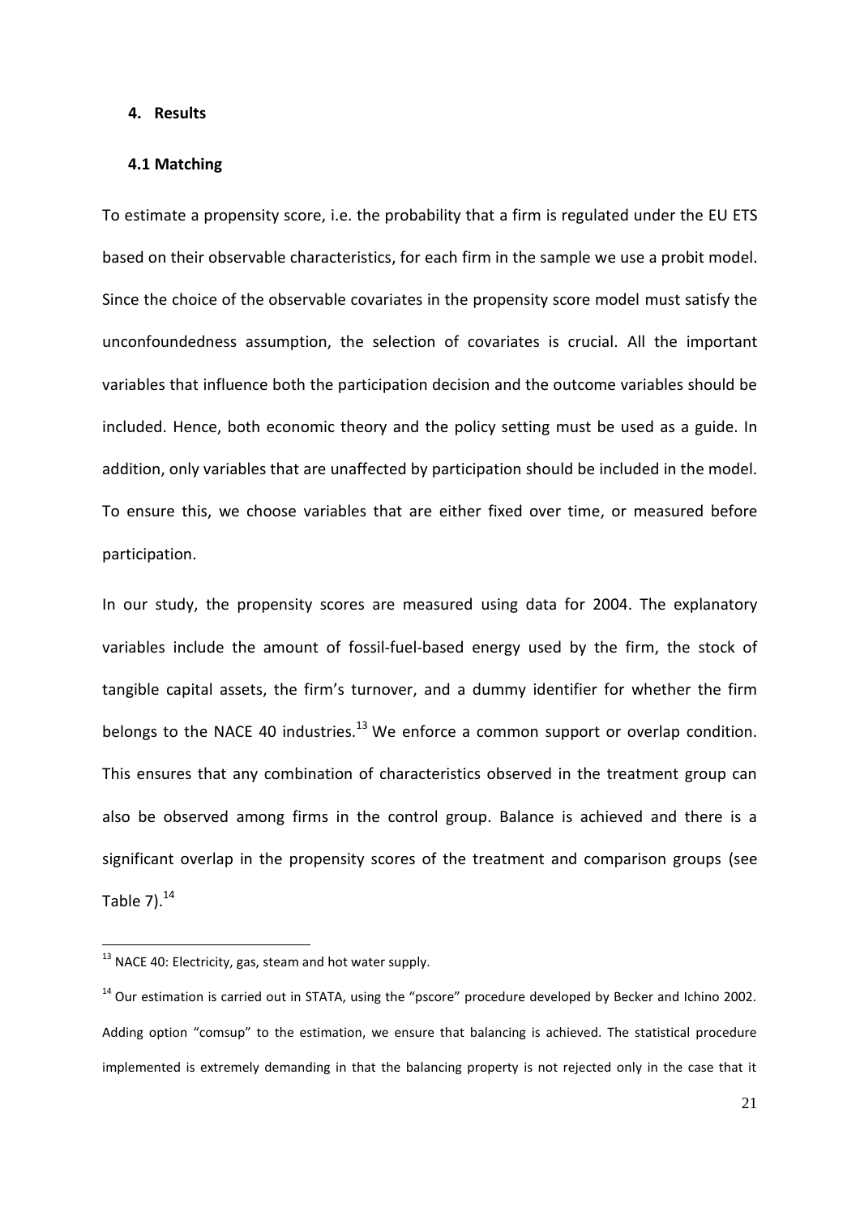## 4. Results

### 4.1 Matching

To estimate a propensity score, i.e. the probability that a firm is regulated under the EU ETS based on their observable characteristics, for each firm in the sample we use a probit model. Since the choice of the observable covariates in the propensity score model must satisfy the unconfoundedness assumption, the selection of covariates is crucial. All the important variables that influence both the participation decision and the outcome variables should be included. Hence, both economic theory and the policy setting must be used as a guide. In addition, only variables that are unaffected by participation should be included in the model. To ensure this, we choose variables that are either fixed over time, or measured before participation.

In our study, the propensity scores are measured using data for 2004. The explanatory variables include the amount of fossil-fuel-based energy used by the firm, the stock of tangible capital assets, the firm's turnover, and a dummy identifier for whether the firm belongs to the NACE 40 industries.[13] We enforce a common support or overlap condition. This ensures that any combination of characteristics observed in the treatment group can also be observed among firms in the control group. Balance is achieved and there is a significant overlap in the propensity scores of the treatment and comparison groups (see Table 7).[14]

---

[13] NACE 40: Electricity, gas, steam and hot water supply.

[14] Our estimation is carried out in STATA, using the "pscore" procedure developed by Becker and Ichino 2002. Adding option "comsup" to the estimation, we ensure that balancing is achieved. The statistical procedure implemented is extremely demanding in that the balancing property is not rejected only in the case that it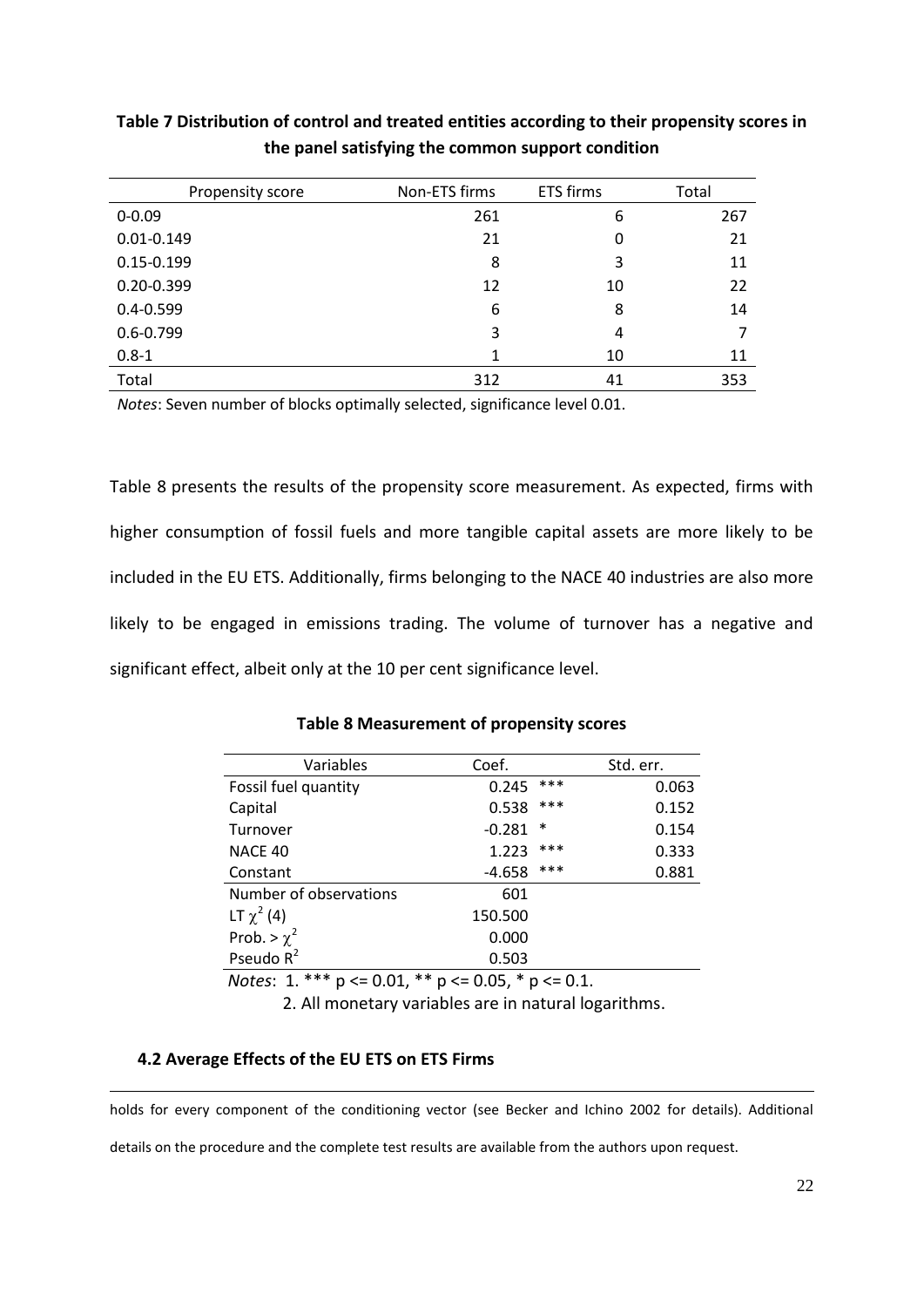**Table 7 Distribution of control and treated entities according to their propensity scores in the panel satisfying the common support condition**

| Propensity score | Non-ETS firms | ETS firms | Total |
|---|---|---|---|
| 0-0.09 | 261 | 6 | 267 |
| 0.01-0.149 | 21 | 0 | 21 |
| 0.15-0.199 | 8 | 3 | 11 |
| 0.20-0.399 | 12 | 10 | 22 |
| 0.4-0.599 | 6 | 8 | 14 |
| 0.6-0.799 | 3 | 4 | 7 |
| 0.8-1 | 1 | 10 | 11 |
| Total | 312 | 41 | 353 |

*Notes*: Seven number of blocks optimally selected, significance level 0.01.

Table 8 presents the results of the propensity score measurement. As expected, firms with higher consumption of fossil fuels and more tangible capital assets are more likely to be included in the EU ETS. Additionally, firms belonging to the NACE 40 industries are also more likely to be engaged in emissions trading. The volume of turnover has a negative and significant effect, albeit only at the 10 per cent significance level.

**Table 8 Measurement of propensity scores**

| Variables | Coef. | | Std. err. |
|---|---|---|---|
| Fossil fuel quantity | 0.245 | *** | 0.063 |
| Capital | 0.538 | *** | 0.152 |
| Turnover | -0.281 | * | 0.154 |
| NACE 40 | 1.223 | *** | 0.333 |
| Constant | -4.658 | *** | 0.881 |
| Number of observations | 601 | | |
| LT $\chi^2$ (4) | 150.500 | | |
| Prob. > $\chi^2$ | 0.000 | | |
| Pseudo $R^2$ | 0.503 | | |

*Notes*: 1. *** p <= 0.01, ** p <= 0.05, * p <= 0.1.

2. All monetary variables are in natural logarithms.

### 4.2 Average Effects of the EU ETS on ETS Firms

holds for every component of the conditioning vector (see Becker and Ichino 2002 for details). Additional details on the procedure and the complete test results are available from the authors upon request.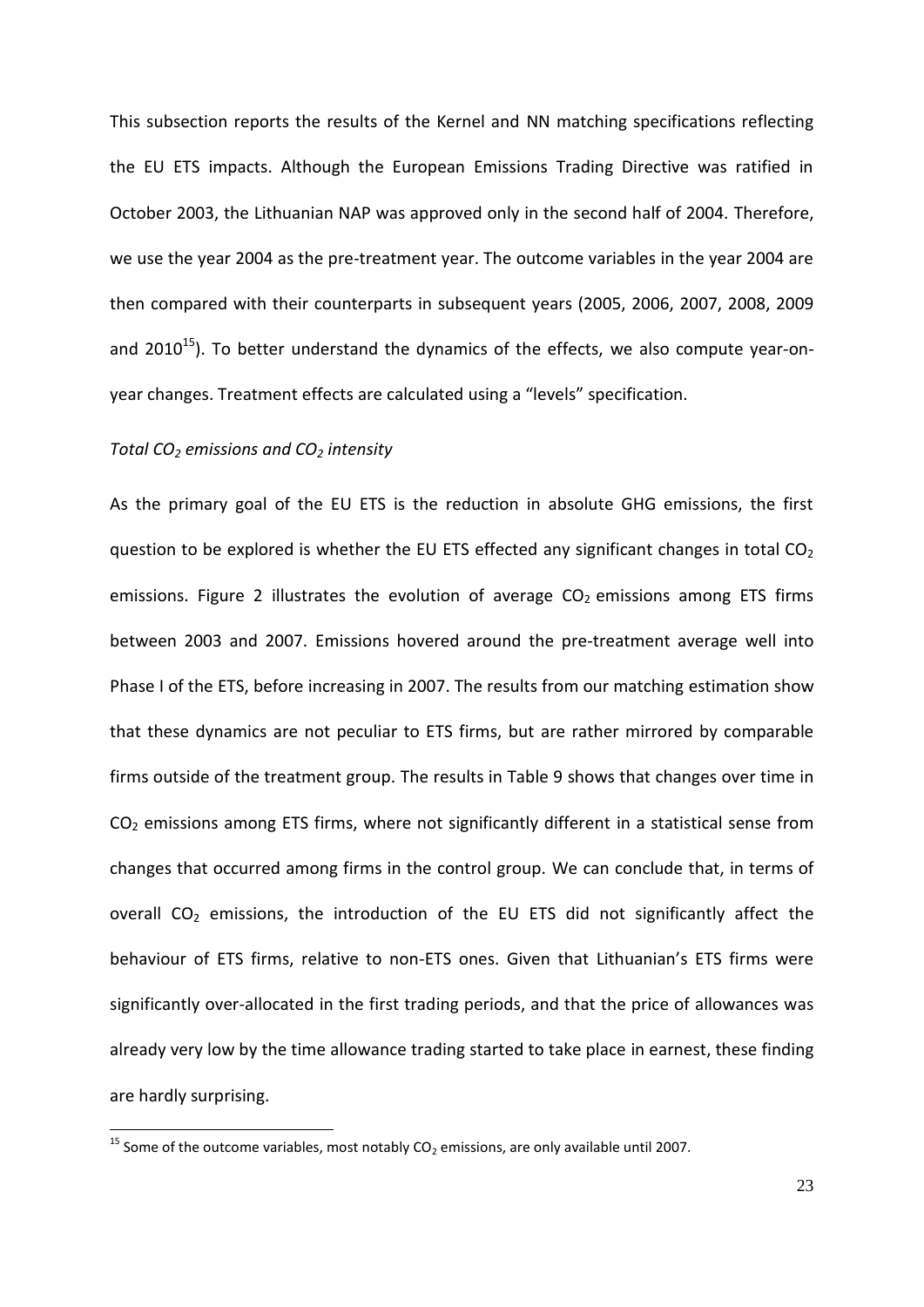This subsection reports the results of the Kernel and NN matching specifications reflecting the EU ETS impacts. Although the European Emissions Trading Directive was ratified in October 2003, the Lithuanian NAP was approved only in the second half of 2004. Therefore, we use the year 2004 as the pre-treatment year. The outcome variables in the year 2004 are then compared with their counterparts in subsequent years (2005, 2006, 2007, 2008, 2009 and 2010[15]). To better understand the dynamics of the effects, we also compute year-on-year changes. Treatment effects are calculated using a "levels" specification.

*Total $CO_2$ emissions and $CO_2$ intensity*

As the primary goal of the EU ETS is the reduction in absolute GHG emissions, the first question to be explored is whether the EU ETS effected any significant changes in total $CO_2$ emissions. Figure 2 illustrates the evolution of average $CO_2$ emissions among ETS firms between 2003 and 2007. Emissions hovered around the pre-treatment average well into Phase I of the ETS, before increasing in 2007. The results from our matching estimation show that these dynamics are not peculiar to ETS firms, but are rather mirrored by comparable firms outside of the treatment group. The results in Table 9 shows that changes over time in $CO_2$ emissions among ETS firms, where not significantly different in a statistical sense from changes that occurred among firms in the control group. We can conclude that, in terms of overall $CO_2$ emissions, the introduction of the EU ETS did not significantly affect the behaviour of ETS firms, relative to non-ETS ones. Given that Lithuanian's ETS firms were significantly over-allocated in the first trading periods, and that the price of allowances was already very low by the time allowance trading started to take place in earnest, these finding are hardly surprising.

[15] Some of the outcome variables, most notably $CO_2$ emissions, are only available until 2007.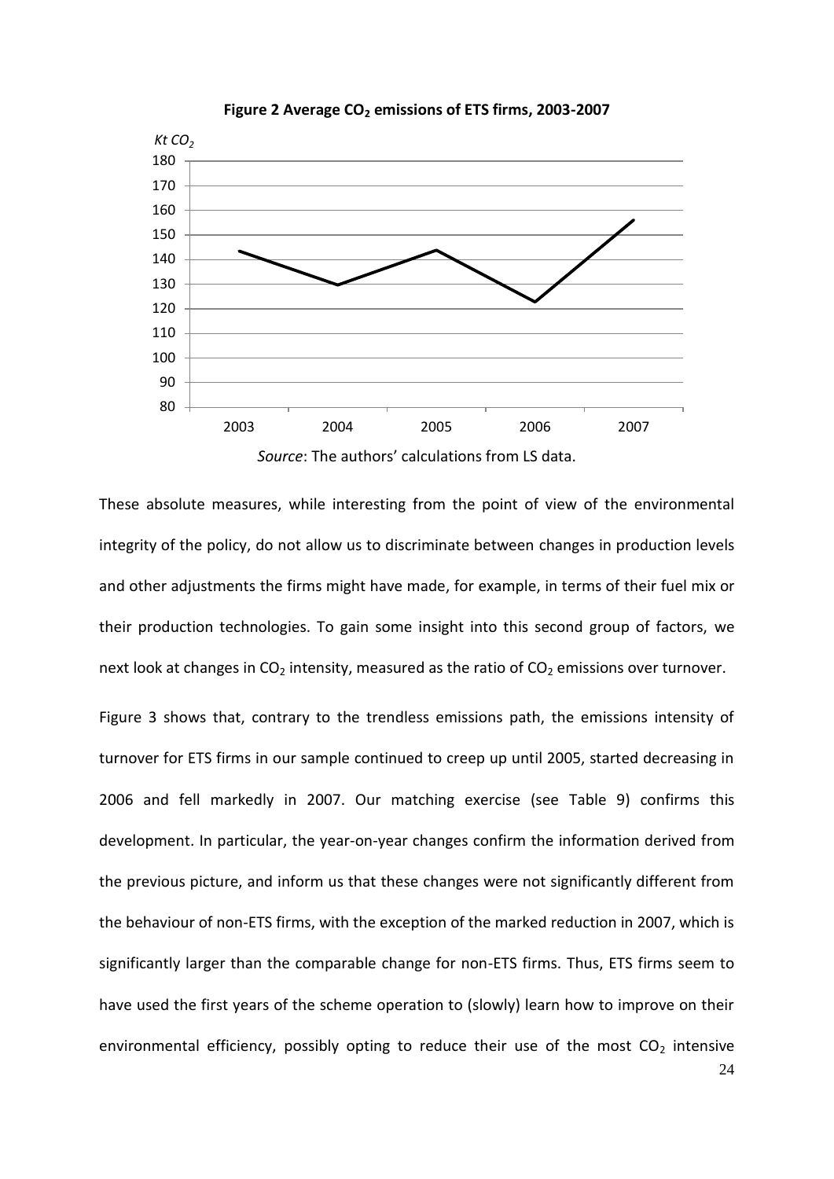**Figure 2 Average $CO_2$ emissions of ETS firms, 2003-2007**

*Source*: The authors' calculations from LS data.

These absolute measures, while interesting from the point of view of the environmental integrity of the policy, do not allow us to discriminate between changes in production levels and other adjustments the firms might have made, for example, in terms of their fuel mix or their production technologies. To gain some insight into this second group of factors, we next look at changes in $CO_2$ intensity, measured as the ratio of $CO_2$ emissions over turnover.

Figure 3 shows that, contrary to the trendless emissions path, the emissions intensity of turnover for ETS firms in our sample continued to creep up until 2005, started decreasing in 2006 and fell markedly in 2007. Our matching exercise (see Table 9) confirms this development. In particular, the year-on-year changes confirm the information derived from the previous picture, and inform us that these changes were not significantly different from the behaviour of non-ETS firms, with the exception of the marked reduction in 2007, which is significantly larger than the comparable change for non-ETS firms. Thus, ETS firms seem to have used the first years of the scheme operation to (slowly) learn how to improve on their environmental efficiency, possibly opting to reduce their use of the most $CO_2$ intensive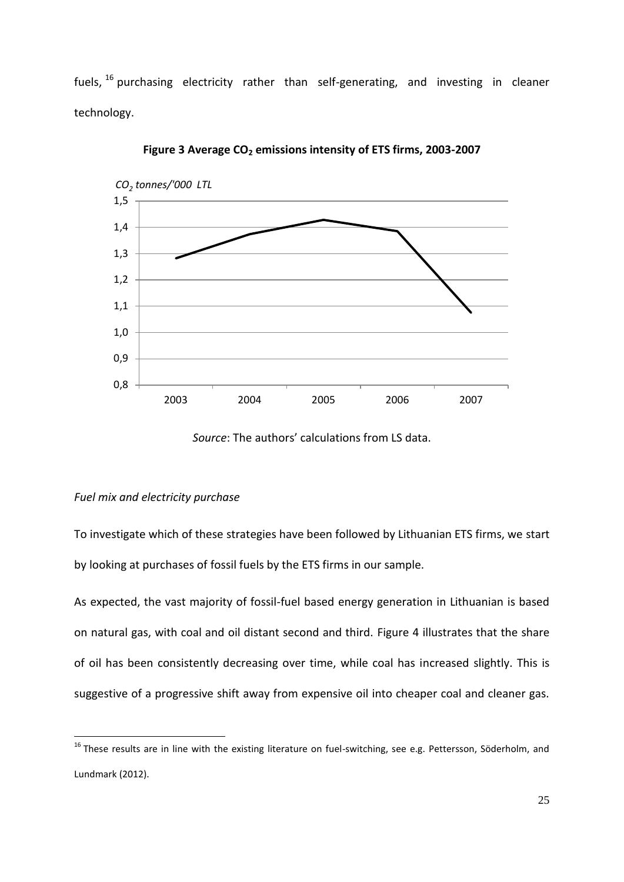fuels, [16] purchasing electricity rather than self-generating, and investing in cleaner technology.

**Figure 3 Average $CO_2$ emissions intensity of ETS firms, 2003-2007**

*Source*: The authors' calculations from LS data.

*Fuel mix and electricity purchase*

To investigate which of these strategies have been followed by Lithuanian ETS firms, we start by looking at purchases of fossil fuels by the ETS firms in our sample.

As expected, the vast majority of fossil-fuel based energy generation in Lithuanian is based on natural gas, with coal and oil distant second and third. Figure 4 illustrates that the share of oil has been consistently decreasing over time, while coal has increased slightly. This is suggestive of a progressive shift away from expensive oil into cheaper coal and cleaner gas.

[16] These results are in line with the existing literature on fuel-switching, see e.g. Pettersson, Söderholm, and Lundmark (2012).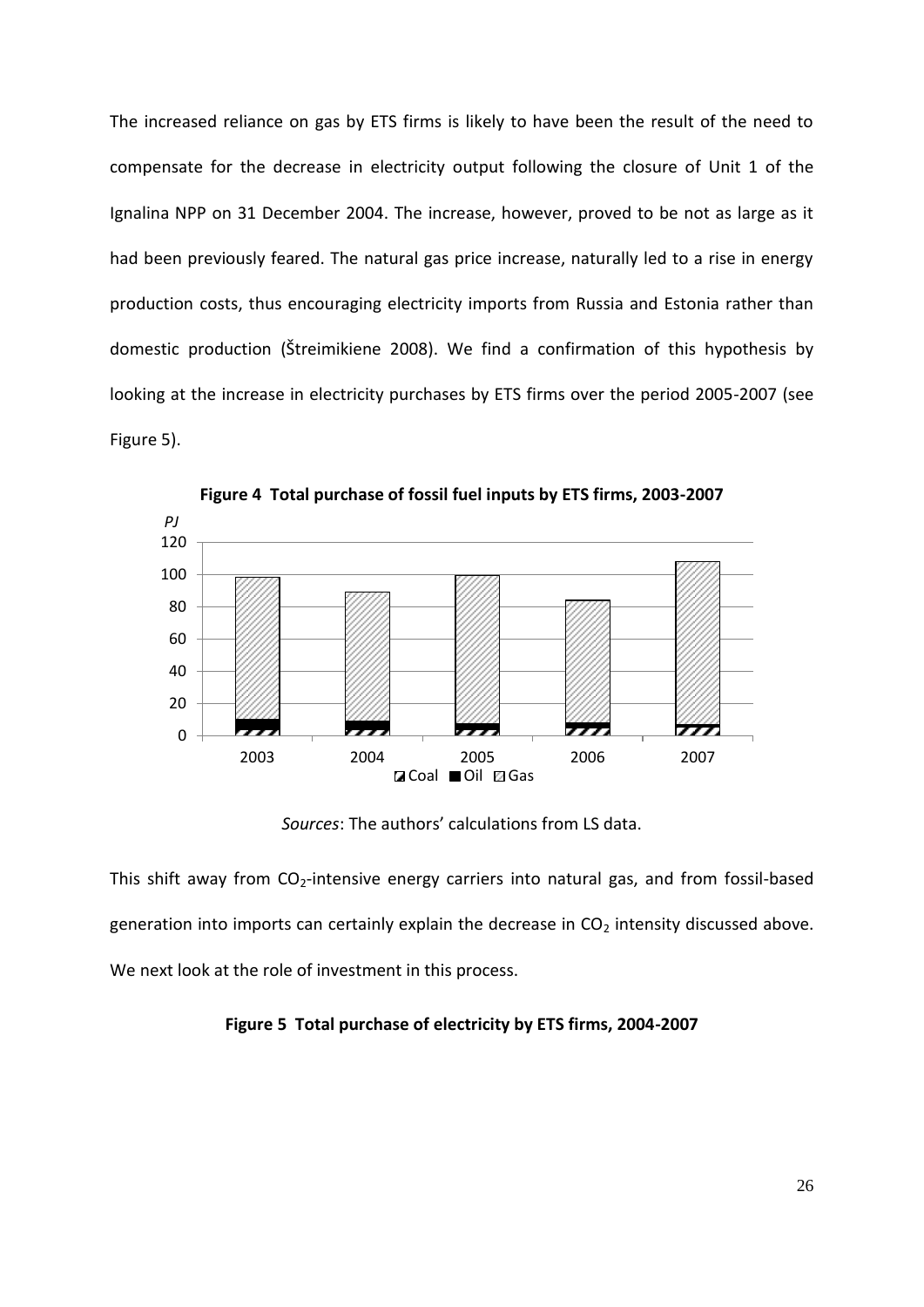The increased reliance on gas by ETS firms is likely to have been the result of the need to compensate for the decrease in electricity output following the closure of Unit 1 of the Ignalina NPP on 31 December 2004. The increase, however, proved to be not as large as it had been previously feared. The natural gas price increase, naturally led to a rise in energy production costs, thus encouraging electricity imports from Russia and Estonia rather than domestic production (Štreimikiene 2008). We find a confirmation of this hypothesis by looking at the increase in electricity purchases by ETS firms over the period 2005-2007 (see Figure 5).

**Figure 4 Total purchase of fossil fuel inputs by ETS firms, 2003-2007**

*Sources*: The authors' calculations from LS data.

This shift away from $CO_2$-intensive energy carriers into natural gas, and from fossil-based generation into imports can certainly explain the decrease in $CO_2$ intensity discussed above. We next look at the role of investment in this process.

**Figure 5 Total purchase of electricity by ETS firms, 2004-2007**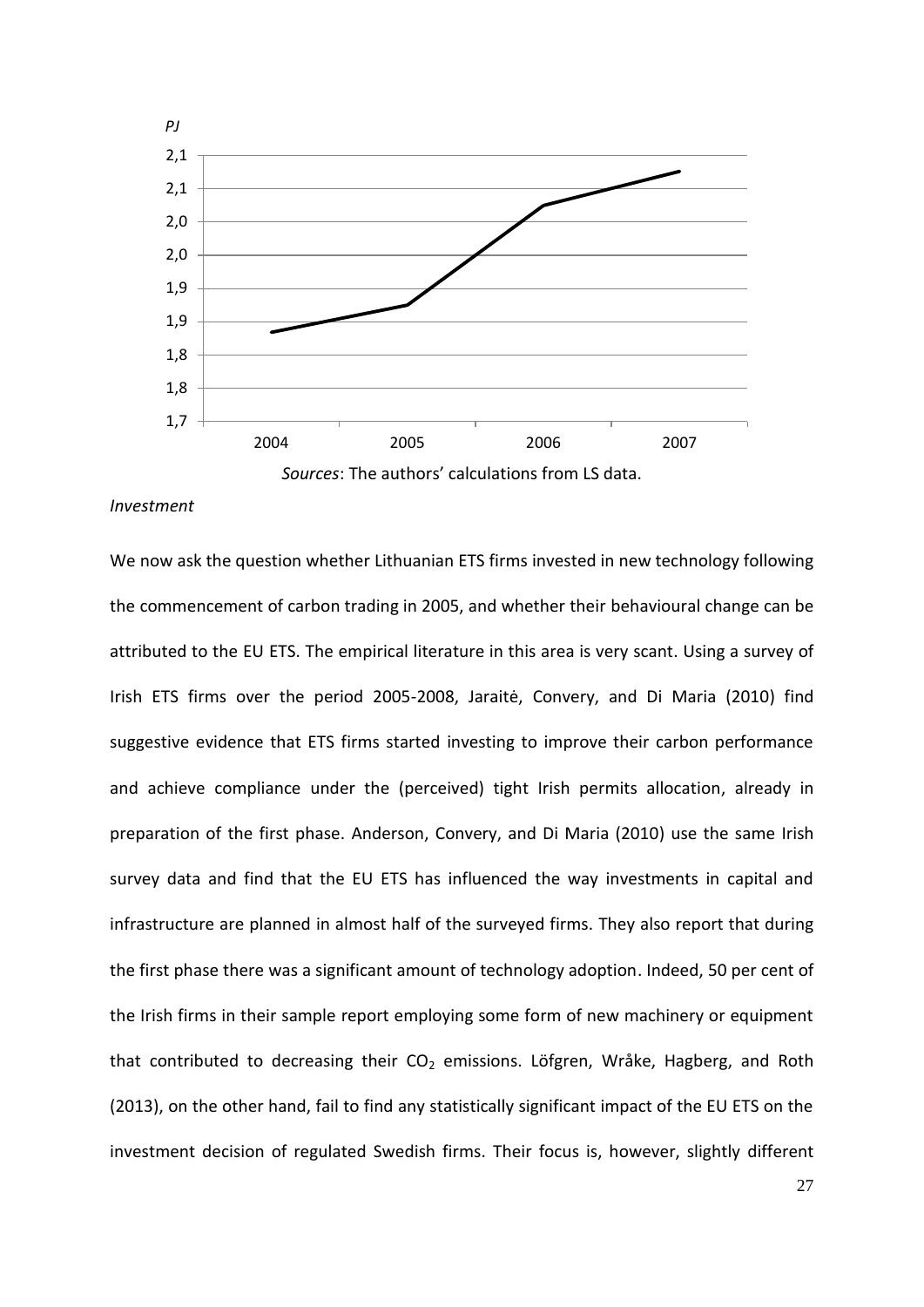PJ

2,1
2,1
2,0
2,0
1,9
1,9
1,8
1,8
1,7

2004 2005 2006 2007

*Sources*: The authors' calculations from LS data.

*Investment*

We now ask the question whether Lithuanian ETS firms invested in new technology following the commencement of carbon trading in 2005, and whether their behavioural change can be attributed to the EU ETS. The empirical literature in this area is very scant. Using a survey of Irish ETS firms over the period 2005-2008, Jaraitė, Convery, and Di Maria (2010) find suggestive evidence that ETS firms started investing to improve their carbon performance and achieve compliance under the (perceived) tight Irish permits allocation, already in preparation of the first phase. Anderson, Convery, and Di Maria (2010) use the same Irish survey data and find that the EU ETS has influenced the way investments in capital and infrastructure are planned in almost half of the surveyed firms. They also report that during the first phase there was a significant amount of technology adoption. Indeed, 50 per cent of the Irish firms in their sample report employing some form of new machinery or equipment that contributed to decreasing their $CO_2$ emissions. Löfgren, Wråke, Hagberg, and Roth (2013), on the other hand, fail to find any statistically significant impact of the EU ETS on the investment decision of regulated Swedish firms. Their focus is, however, slightly different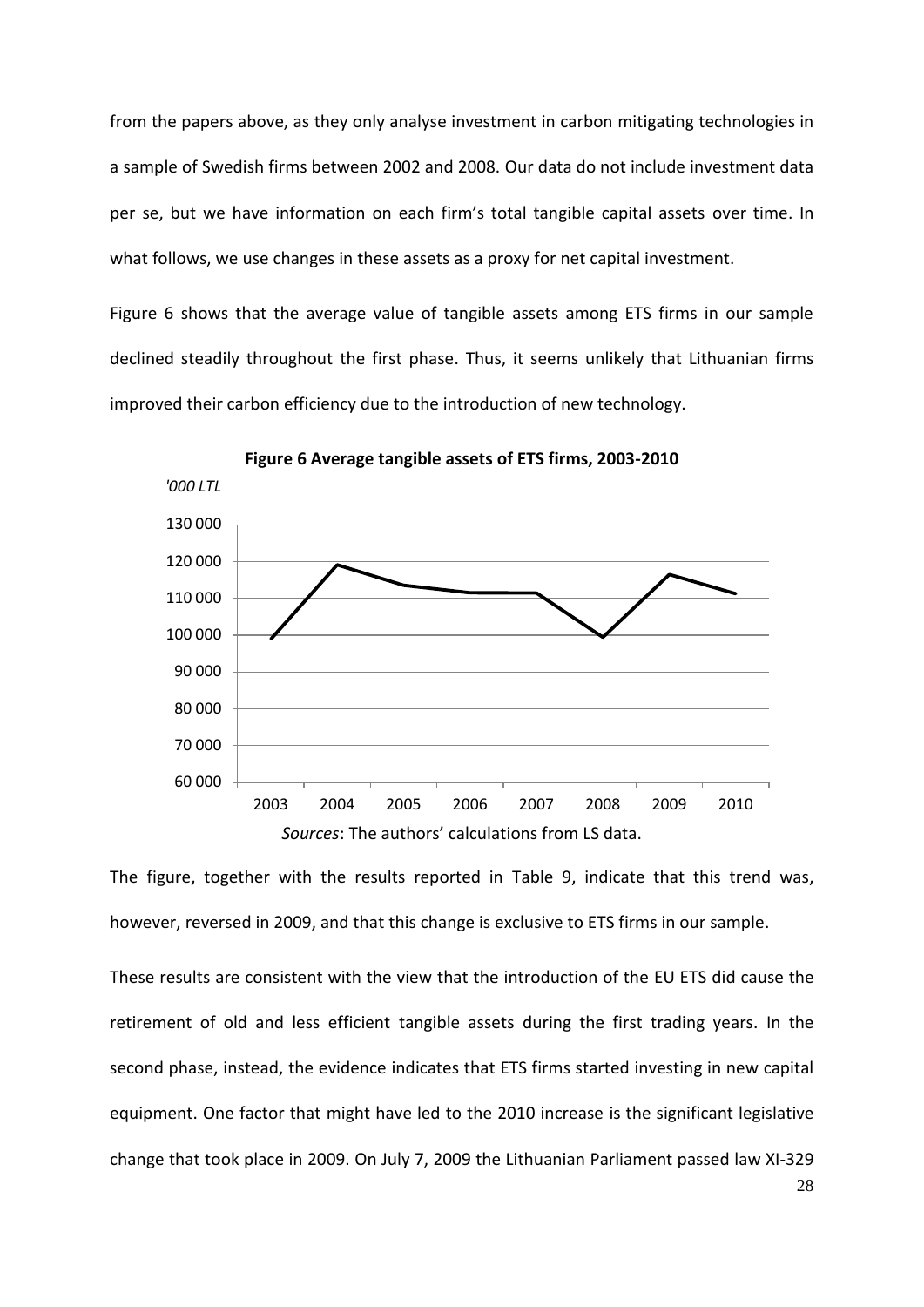from the papers above, as they only analyse investment in carbon mitigating technologies in a sample of Swedish firms between 2002 and 2008. Our data do not include investment data per se, but we have information on each firm's total tangible capital assets over time. In what follows, we use changes in these assets as a proxy for net capital investment.

Figure 6 shows that the average value of tangible assets among ETS firms in our sample declined steadily throughout the first phase. Thus, it seems unlikely that Lithuanian firms improved their carbon efficiency due to the introduction of new technology.

**Figure 6 Average tangible assets of ETS firms, 2003-2010**

*'000 LTL*

*Sources*: The authors' calculations from LS data.

The figure, together with the results reported in Table 9, indicate that this trend was, however, reversed in 2009, and that this change is exclusive to ETS firms in our sample.

These results are consistent with the view that the introduction of the EU ETS did cause the retirement of old and less efficient tangible assets during the first trading years. In the second phase, instead, the evidence indicates that ETS firms started investing in new capital equipment. One factor that might have led to the 2010 increase is the significant legislative change that took place in 2009. On July 7, 2009 the Lithuanian Parliament passed law XI-329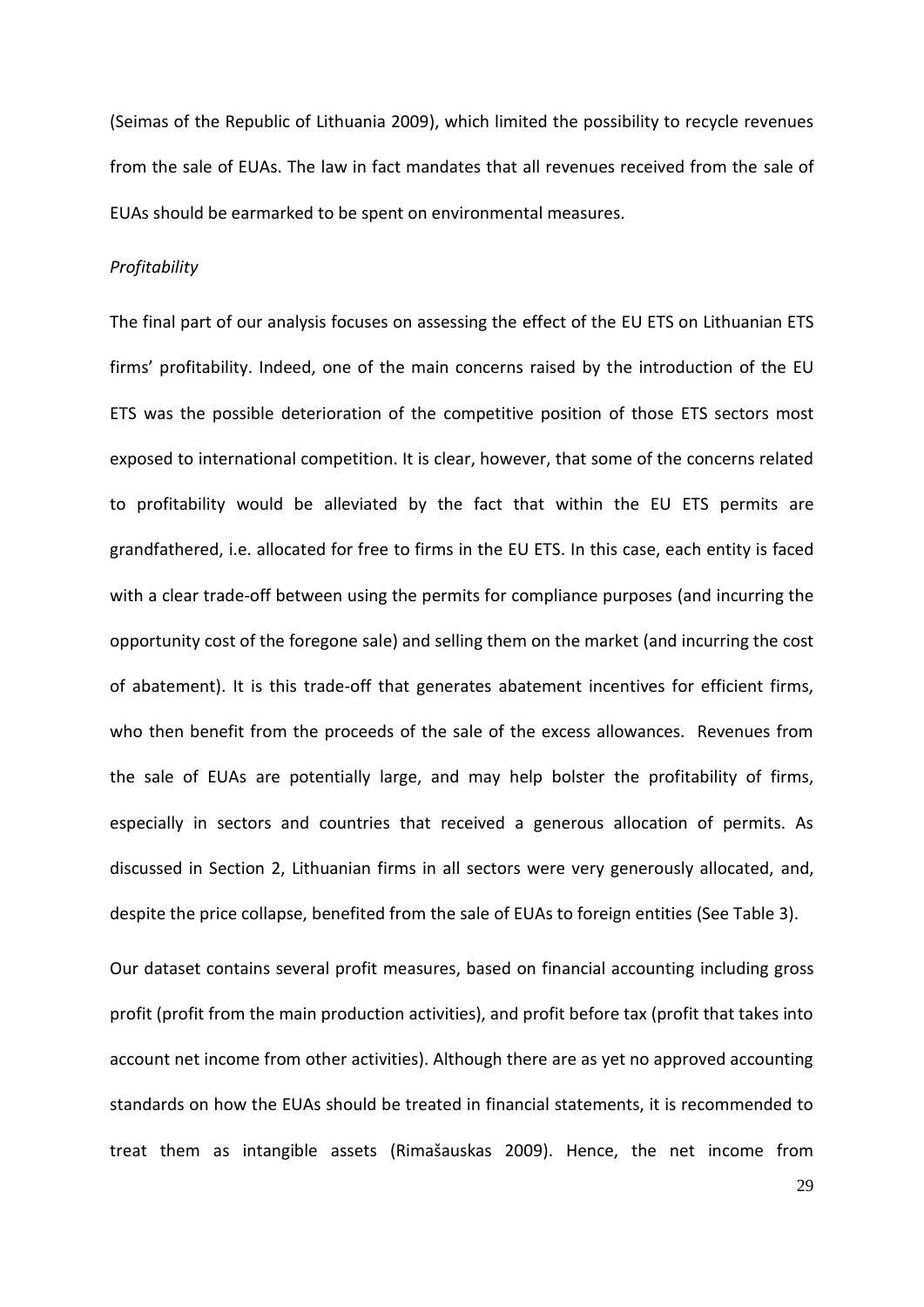(Seimas of the Republic of Lithuania 2009), which limited the possibility to recycle revenues from the sale of EUAs. The law in fact mandates that all revenues received from the sale of EUAs should be earmarked to be spent on environmental measures.

*Profitability*

The final part of our analysis focuses on assessing the effect of the EU ETS on Lithuanian ETS firms' profitability. Indeed, one of the main concerns raised by the introduction of the EU ETS was the possible deterioration of the competitive position of those ETS sectors most exposed to international competition. It is clear, however, that some of the concerns related to profitability would be alleviated by the fact that within the EU ETS permits are grandfathered, i.e. allocated for free to firms in the EU ETS. In this case, each entity is faced with a clear trade-off between using the permits for compliance purposes (and incurring the opportunity cost of the foregone sale) and selling them on the market (and incurring the cost of abatement). It is this trade-off that generates abatement incentives for efficient firms, who then benefit from the proceeds of the sale of the excess allowances. Revenues from the sale of EUAs are potentially large, and may help bolster the profitability of firms, especially in sectors and countries that received a generous allocation of permits. As discussed in Section 2, Lithuanian firms in all sectors were very generously allocated, and, despite the price collapse, benefited from the sale of EUAs to foreign entities (See Table 3).

Our dataset contains several profit measures, based on financial accounting including gross profit (profit from the main production activities), and profit before tax (profit that takes into account net income from other activities). Although there are as yet no approved accounting standards on how the EUAs should be treated in financial statements, it is recommended to treat them as intangible assets (Rimašauskas 2009). Hence, the net income from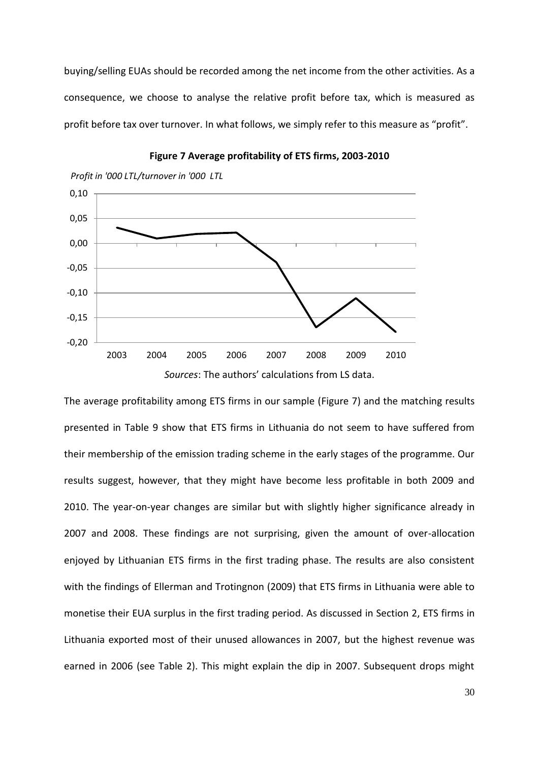buying/selling EUAs should be recorded among the net income from the other activities. As a consequence, we choose to analyse the relative profit before tax, which is measured as profit before tax over turnover. In what follows, we simply refer to this measure as "profit".

**Figure 7 Average profitability of ETS firms, 2003-2010**

*Sources*: The authors' calculations from LS data.

The average profitability among ETS firms in our sample (Figure 7) and the matching results presented in Table 9 show that ETS firms in Lithuania do not seem to have suffered from their membership of the emission trading scheme in the early stages of the programme. Our results suggest, however, that they might have become less profitable in both 2009 and 2010. The year-on-year changes are similar but with slightly higher significance already in 2007 and 2008. These findings are not surprising, given the amount of over-allocation enjoyed by Lithuanian ETS firms in the first trading phase. The results are also consistent with the findings of Ellerman and Trotignon (2009) that ETS firms in Lithuania were able to monetise their EUA surplus in the first trading period. As discussed in Section 2, ETS firms in Lithuania exported most of their unused allowances in 2007, but the highest revenue was earned in 2006 (see Table 2). This might explain the dip in 2007. Subsequent drops might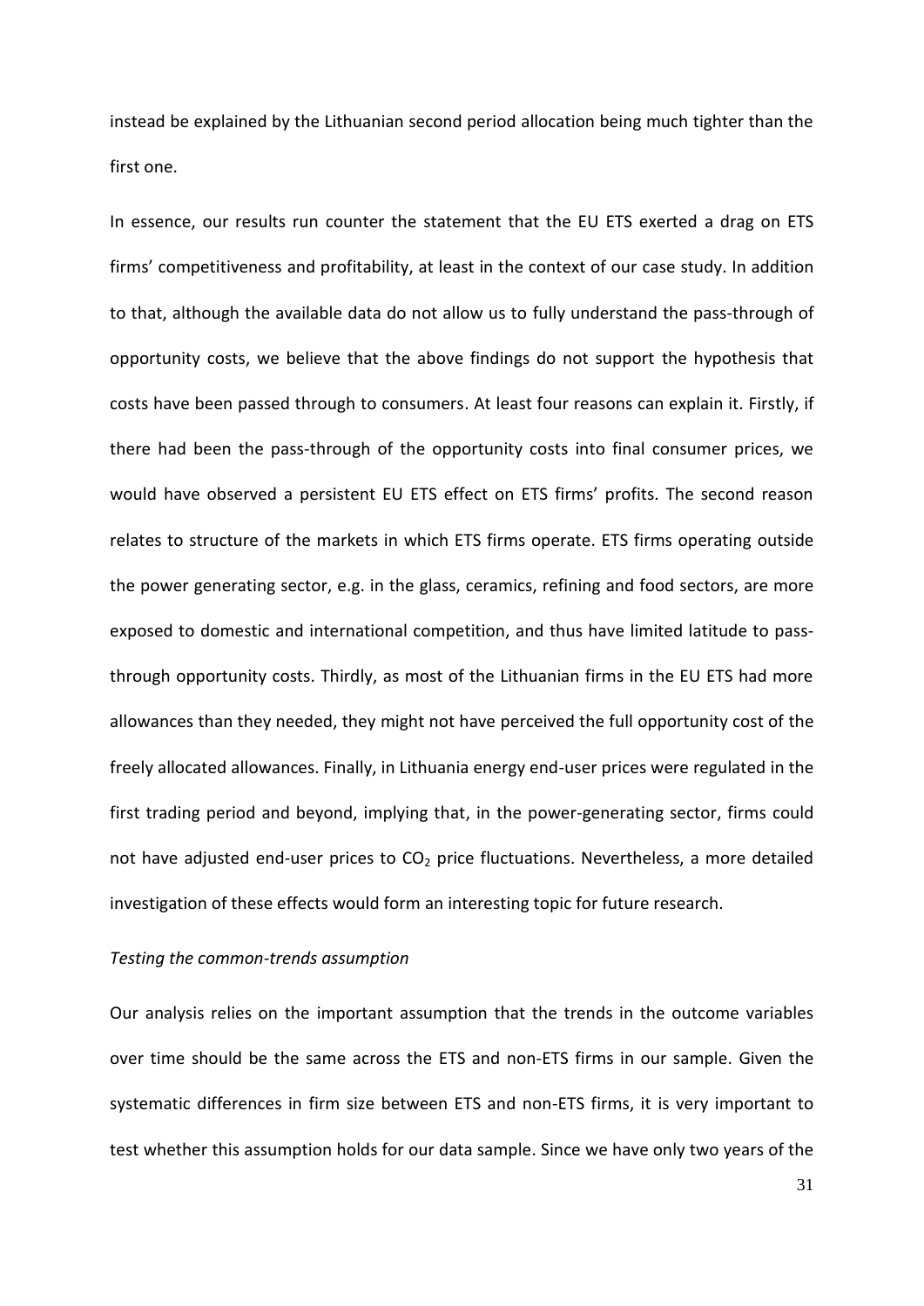instead be explained by the Lithuanian second period allocation being much tighter than the first one.

In essence, our results run counter the statement that the EU ETS exerted a drag on ETS firms' competitiveness and profitability, at least in the context of our case study. In addition to that, although the available data do not allow us to fully understand the pass-through of opportunity costs, we believe that the above findings do not support the hypothesis that costs have been passed through to consumers. At least four reasons can explain it. Firstly, if there had been the pass-through of the opportunity costs into final consumer prices, we would have observed a persistent EU ETS effect on ETS firms' profits. The second reason relates to structure of the markets in which ETS firms operate. ETS firms operating outside the power generating sector, e.g. in the glass, ceramics, refining and food sectors, are more exposed to domestic and international competition, and thus have limited latitude to pass-through opportunity costs. Thirdly, as most of the Lithuanian firms in the EU ETS had more allowances than they needed, they might not have perceived the full opportunity cost of the freely allocated allowances. Finally, in Lithuania energy end-user prices were regulated in the first trading period and beyond, implying that, in the power-generating sector, firms could not have adjusted end-user prices to $CO_2$ price fluctuations. Nevertheless, a more detailed investigation of these effects would form an interesting topic for future research.

*Testing the common-trends assumption*

Our analysis relies on the important assumption that the trends in the outcome variables over time should be the same across the ETS and non-ETS firms in our sample. Given the systematic differences in firm size between ETS and non-ETS firms, it is very important to test whether this assumption holds for our data sample. Since we have only two years of the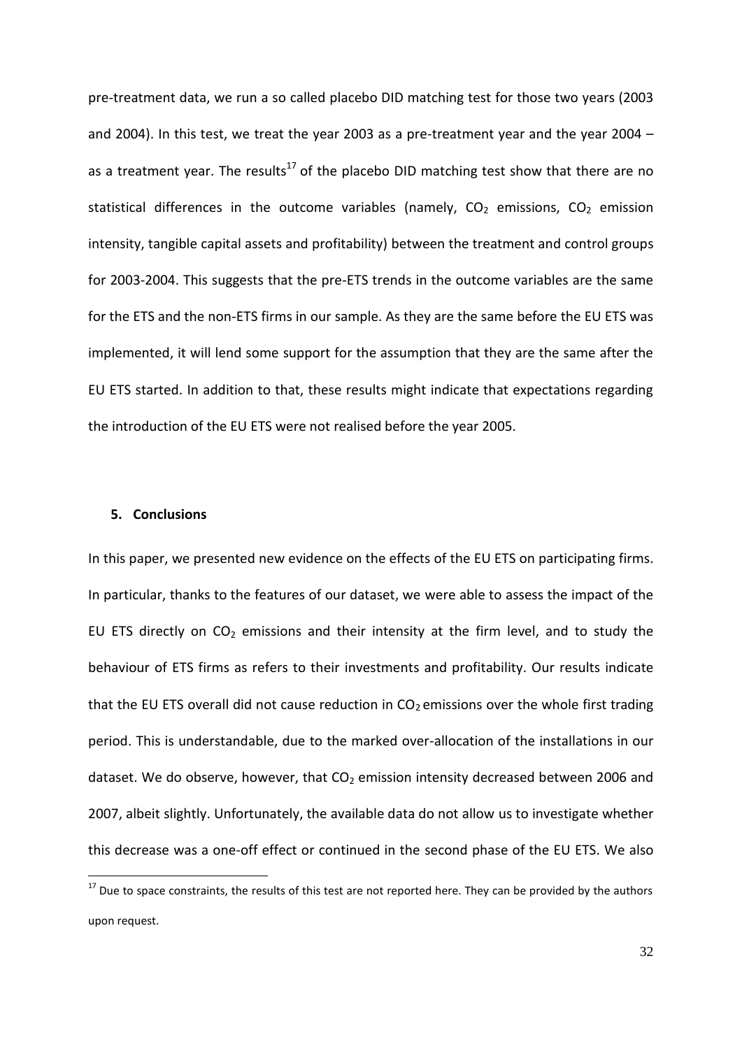pre-treatment data, we run a so called placebo DID matching test for those two years (2003 and 2004). In this test, we treat the year 2003 as a pre-treatment year and the year 2004 – as a treatment year. The results[17] of the placebo DID matching test show that there are no statistical differences in the outcome variables (namely, $CO_2$ emissions, $CO_2$ emission intensity, tangible capital assets and profitability) between the treatment and control groups for 2003-2004. This suggests that the pre-ETS trends in the outcome variables are the same for the ETS and the non-ETS firms in our sample. As they are the same before the EU ETS was implemented, it will lend some support for the assumption that they are the same after the EU ETS started. In addition to that, these results might indicate that expectations regarding the introduction of the EU ETS were not realised before the year 2005.

## 5. Conclusions

In this paper, we presented new evidence on the effects of the EU ETS on participating firms. In particular, thanks to the features of our dataset, we were able to assess the impact of the EU ETS directly on $CO_2$ emissions and their intensity at the firm level, and to study the behaviour of ETS firms as refers to their investments and profitability. Our results indicate that the EU ETS overall did not cause reduction in $CO_2$ emissions over the whole first trading period. This is understandable, due to the marked over-allocation of the installations in our dataset. We do observe, however, that $CO_2$ emission intensity decreased between 2006 and 2007, albeit slightly. Unfortunately, the available data do not allow us to investigate whether this decrease was a one-off effect or continued in the second phase of the EU ETS. We also

[17] Due to space constraints, the results of this test are not reported here. They can be provided by the authors upon request.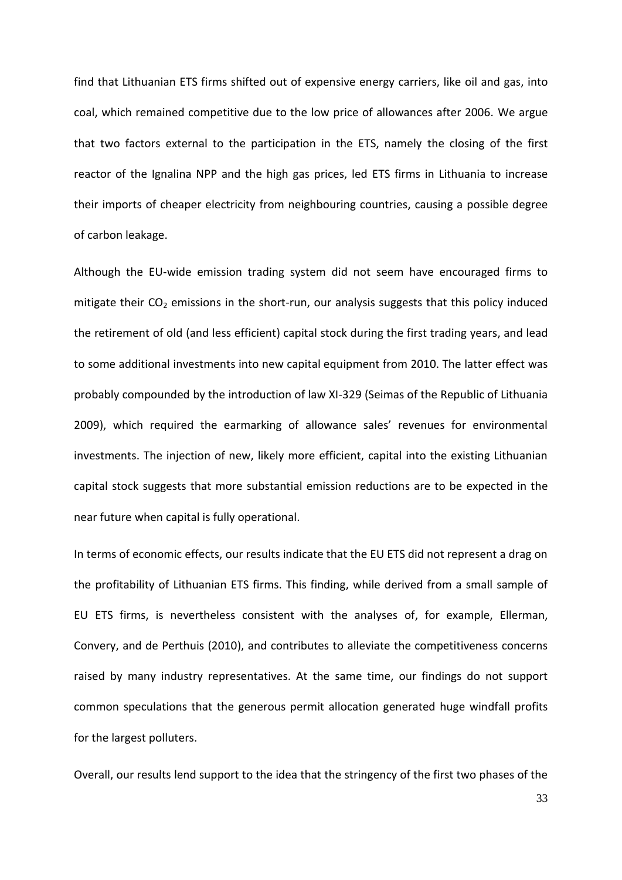find that Lithuanian ETS firms shifted out of expensive energy carriers, like oil and gas, into coal, which remained competitive due to the low price of allowances after 2006. We argue that two factors external to the participation in the ETS, namely the closing of the first reactor of the Ignalina NPP and the high gas prices, led ETS firms in Lithuania to increase their imports of cheaper electricity from neighbouring countries, causing a possible degree of carbon leakage.

Although the EU-wide emission trading system did not seem have encouraged firms to mitigate their $CO_2$ emissions in the short-run, our analysis suggests that this policy induced the retirement of old (and less efficient) capital stock during the first trading years, and lead to some additional investments into new capital equipment from 2010. The latter effect was probably compounded by the introduction of law XI-329 (Seimas of the Republic of Lithuania 2009), which required the earmarking of allowance sales' revenues for environmental investments. The injection of new, likely more efficient, capital into the existing Lithuanian capital stock suggests that more substantial emission reductions are to be expected in the near future when capital is fully operational.

In terms of economic effects, our results indicate that the EU ETS did not represent a drag on the profitability of Lithuanian ETS firms. This finding, while derived from a small sample of EU ETS firms, is nevertheless consistent with the analyses of, for example, Ellerman, Convery, and de Perthuis (2010), and contributes to alleviate the competitiveness concerns raised by many industry representatives. At the same time, our findings do not support common speculations that the generous permit allocation generated huge windfall profits for the largest polluters.

Overall, our results lend support to the idea that the stringency of the first two phases of the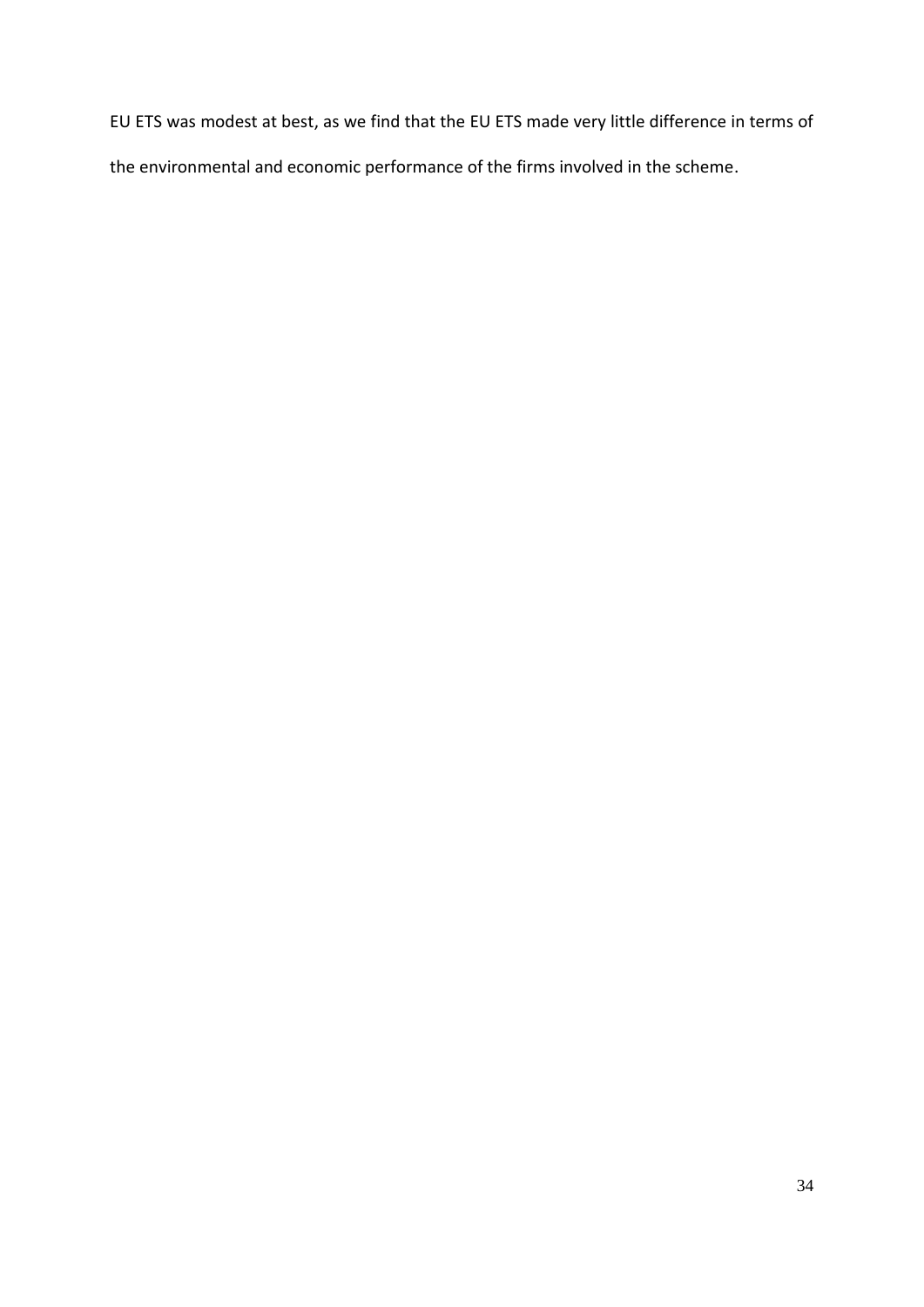EU ETS was modest at best, as we find that the EU ETS made very little difference in terms of the environmental and economic performance of the firms involved in the scheme.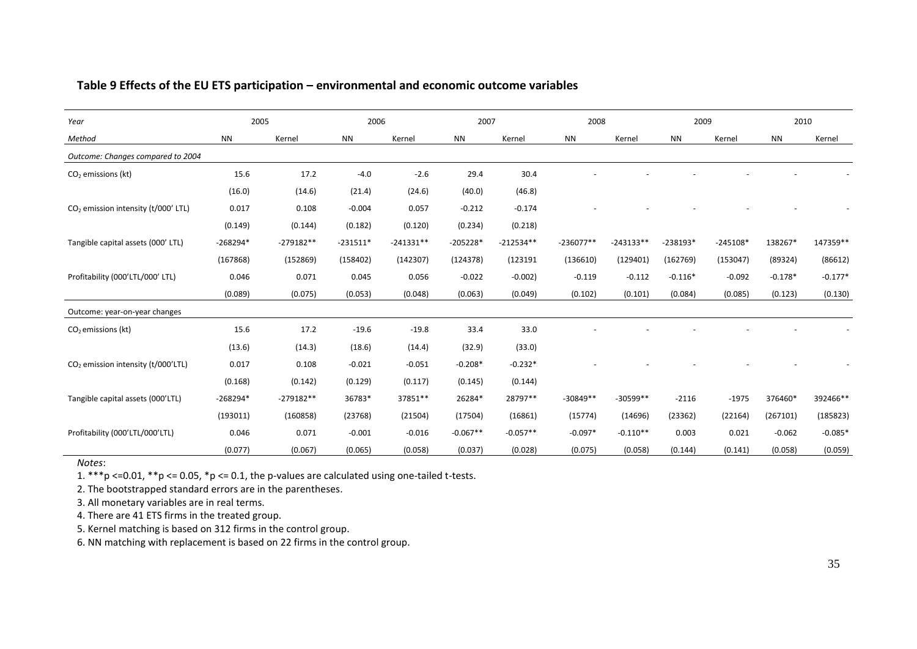## Table 9 Effects of the EU ETS participation – environmental and economic outcome variables

| *Year* | 2005 | | 2006 | | 2007 | | 2008 | | 2009 | | 2010 | |
|---|---|---|---|---|---|---|---|---|---|---|---|---|
| *Method* | NN | Kernel | NN | Kernel | NN | Kernel | NN | Kernel | NN | Kernel | NN | Kernel |
| *Outcome: Changes compared to 2004* | | | | | | | | | | | | |
| $CO_2$ emissions (kt) | 15.6 | 17.2 | -4.0 | -2.6 | 29.4 | 30.4 | - | - | - | - | - | - |
| | (16.0) | (14.6) | (21.4) | (24.6) | (40.0) | (46.8) | | | | | | |
| $CO_2$ emission intensity (t/000' LTL) | 0.017 | 0.108 | -0.004 | 0.057 | -0.212 | -0.174 | - | - | - | - | - | - |
| | (0.149) | (0.144) | (0.182) | (0.120) | (0.234) | (0.218) | | | | | | |
| Tangible capital assets (000' LTL) | -268294* | -279182** | -231511* | -241331** | -205228* | -212534** | -236077** | -243133** | -238193* | -245108* | 138267* | 147359** |
| | (167868) | (152869) | (158402) | (142307) | (124378) | (123191 | (136610) | (129401) | (162769) | (153047) | (89324) | (86612) |
| Profitability (000'LTL/000' LTL) | 0.046 | 0.071 | 0.045 | 0.056 | -0.022 | (-0.002) | -0.119 | -0.112 | -0.116* | -0.092 | -0.178* | -0.177* |
| | (0.089) | (0.075) | (0.053) | (0.048) | (0.063) | (0.049) | (0.102) | (0.101) | (0.084) | (0.085) | (0.123) | (0.130) |
| Outcome: year-on-year changes | | | | | | | | | | | | |
| $CO_2$ emissions (kt) | 15.6 | 17.2 | -19.6 | -19.8 | 33.4 | 33.0 | - | - | - | - | - | - |
| | (13.6) | (14.3) | (18.6) | (14.4) | (32.9) | (33.0) | | | | | | |
| $CO_2$ emission intensity (t/000'LTL) | 0.017 | 0.108 | -0.021 | -0.051 | -0.208* | -0.232* | - | - | - | - | - | - |
| | (0.168) | (0.142) | (0.129) | (0.117) | (0.145) | (0.144) | | | | | | |
| Tangible capital assets (000'LTL) | -268294* | -279182** | 36783* | 37851** | 26284* | 28797** | -30849** | -30599** | -2116 | -1975 | 376460* | 392466** |
| | (193011) | (160858) | (23768) | (21504) | (17504) | (16861) | (15774) | (14696) | (23362) | (22164) | (267101) | (185823) |
| Profitability (000'LTL/000'LTL) | 0.046 | 0.071 | -0.001 | -0.016 | -0.067** | -0.057** | -0.097* | -0.110** | 0.003 | 0.021 | -0.062 | -0.085* |
| | (0.077) | (0.067) | (0.065) | (0.058) | (0.037) | (0.028) | (0.075) | (0.058) | (0.144) | (0.141) | (0.058) | (0.059) |

*Notes*:

1. ***p <=0.01, **p <= 0.05, *p <= 0.1, the p-values are calculated using one-tailed t-tests.
2. The bootstrapped standard errors are in the parentheses.
3. All monetary variables are in real terms.
4. There are 41 ETS firms in the treated group.
5. Kernel matching is based on 312 firms in the control group.
6. NN matching with replacement is based on 22 firms in the control group.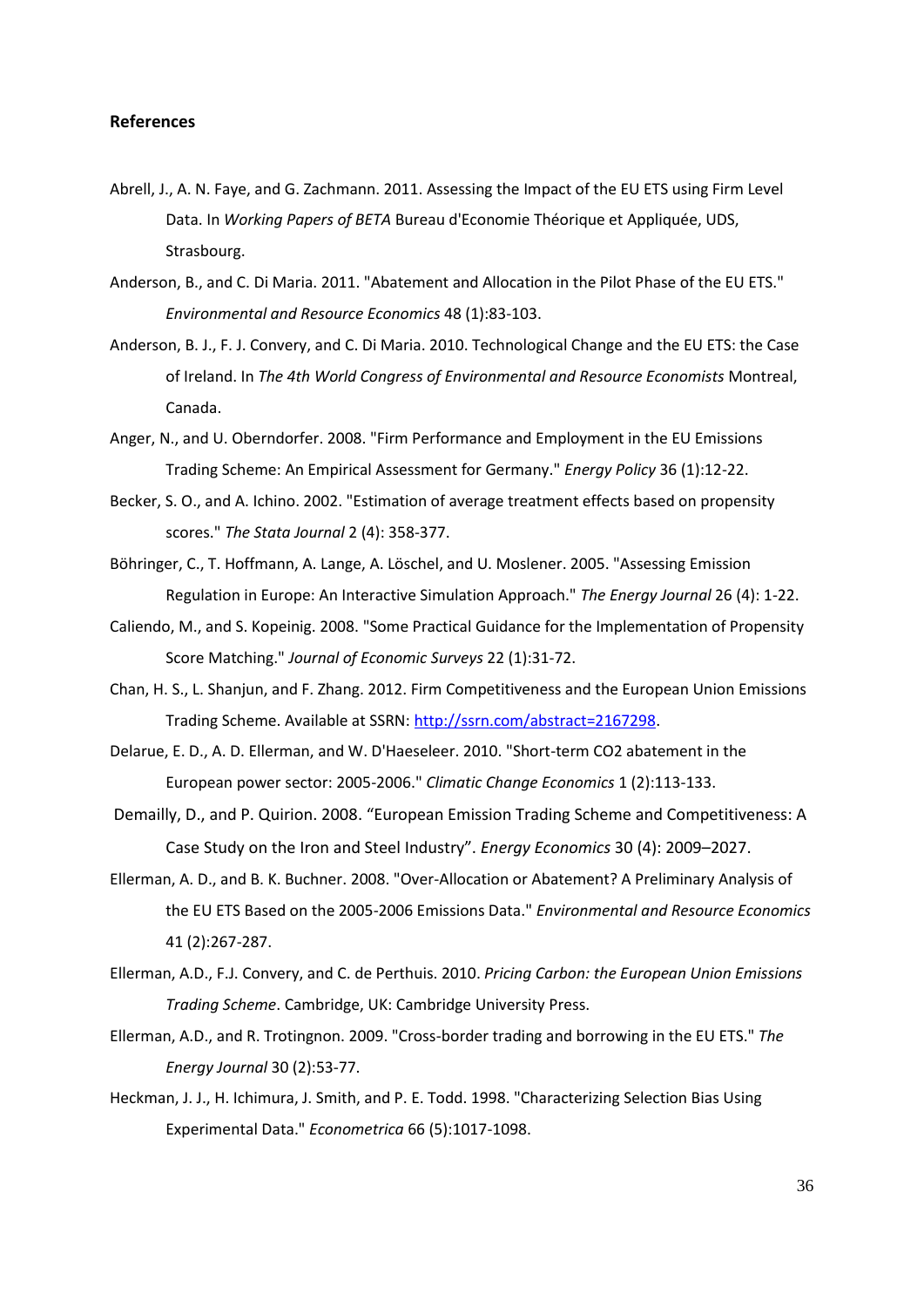## References

Abrell, J., A. N. Faye, and G. Zachmann. 2011. Assessing the Impact of the EU ETS using Firm Level Data. In *Working Papers of BETA* Bureau d'Economie Théorique et Appliquée, UDS, Strasbourg.

Anderson, B., and C. Di Maria. 2011. "Abatement and Allocation in the Pilot Phase of the EU ETS." *Environmental and Resource Economics* 48 (1):83-103.

Anderson, B. J., F. J. Convery, and C. Di Maria. 2010. Technological Change and the EU ETS: the Case of Ireland. In *The 4th World Congress of Environmental and Resource Economists* Montreal, Canada.

Anger, N., and U. Oberndorfer. 2008. "Firm Performance and Employment in the EU Emissions Trading Scheme: An Empirical Assessment for Germany." *Energy Policy* 36 (1):12-22.

Becker, S. O., and A. Ichino. 2002. "Estimation of average treatment effects based on propensity scores." *The Stata Journal* 2 (4): 358-377.

Böhringer, C., T. Hoffmann, A. Lange, A. Löschel, and U. Moslener. 2005. "Assessing Emission Regulation in Europe: An Interactive Simulation Approach." *The Energy Journal* 26 (4): 1-22.

Caliendo, M., and S. Kopeinig. 2008. "Some Practical Guidance for the Implementation of Propensity Score Matching." *Journal of Economic Surveys* 22 (1):31-72.

Chan, H. S., L. Shanjun, and F. Zhang. 2012. Firm Competitiveness and the European Union Emissions Trading Scheme. Available at SSRN: http://ssrn.com/abstract=2167298.

Delarue, E. D., A. D. Ellerman, and W. D'Haeseleer. 2010. "Short-term CO2 abatement in the European power sector: 2005-2006." *Climatic Change Economics* 1 (2):113-133.

Demailly, D., and P. Quirion. 2008. "European Emission Trading Scheme and Competitiveness: A Case Study on the Iron and Steel Industry". *Energy Economics* 30 (4): 2009–2027.

Ellerman, A. D., and B. K. Buchner. 2008. "Over-Allocation or Abatement? A Preliminary Analysis of the EU ETS Based on the 2005-2006 Emissions Data." *Environmental and Resource Economics* 41 (2):267-287.

Ellerman, A.D., F.J. Convery, and C. de Perthuis. 2010. *Pricing Carbon: the European Union Emissions Trading Scheme*. Cambridge, UK: Cambridge University Press.

Ellerman, A.D., and R. Trotignon. 2009. "Cross-border trading and borrowing in the EU ETS." *The Energy Journal* 30 (2):53-77.

Heckman, J. J., H. Ichimura, J. Smith, and P. E. Todd. 1998. "Characterizing Selection Bias Using Experimental Data." *Econometrica* 66 (5):1017-1098.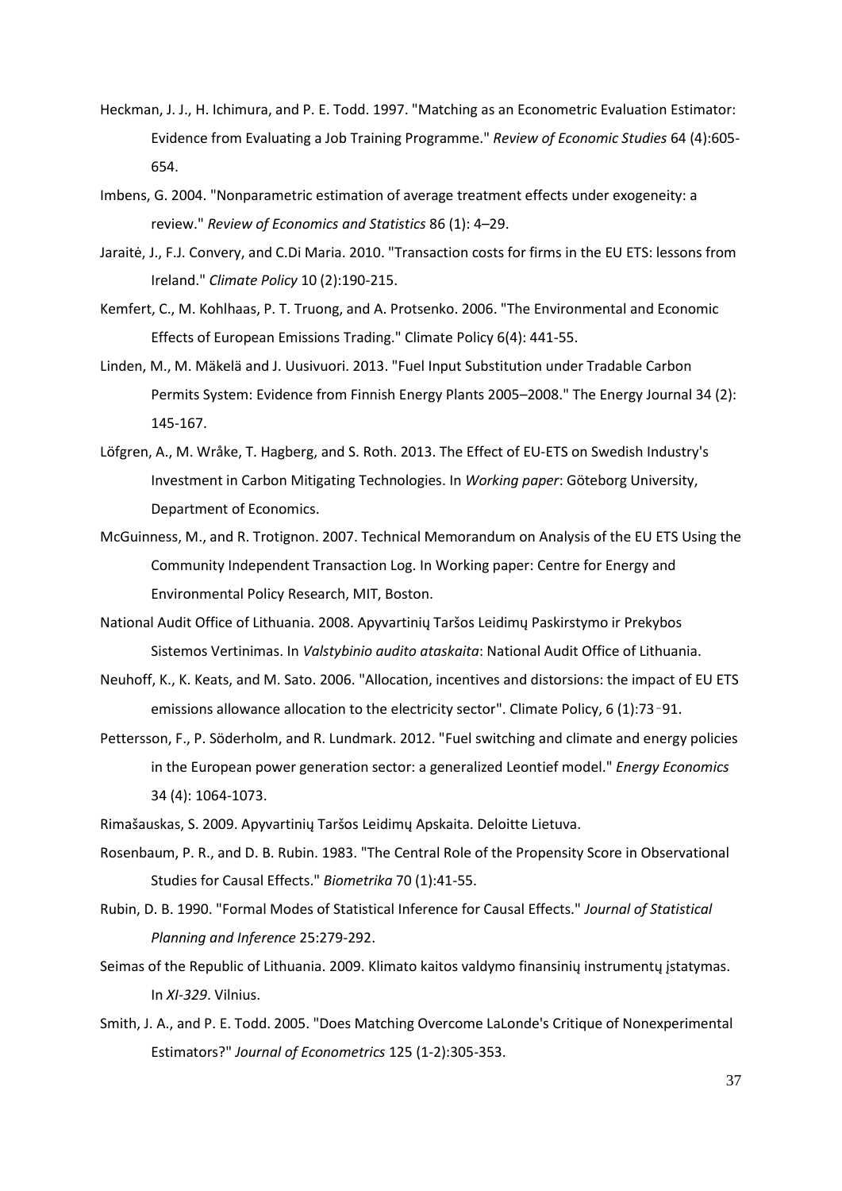Heckman, J. J., H. Ichimura, and P. E. Todd. 1997. "Matching as an Econometric Evaluation Estimator: Evidence from Evaluating a Job Training Programme." *Review of Economic Studies* 64 (4):605-654.

Imbens, G. 2004. "Nonparametric estimation of average treatment effects under exogeneity: a review." *Review of Economics and Statistics* 86 (1): 4–29.

Jaraitė, J., F.J. Convery, and C.Di Maria. 2010. "Transaction costs for firms in the EU ETS: lessons from Ireland." *Climate Policy* 10 (2):190-215.

Kemfert, C., M. Kohlhaas, P. T. Truong, and A. Protsenko. 2006. "The Environmental and Economic Effects of European Emissions Trading." Climate Policy 6(4): 441-55.

Linden, M., M. Mäkelä and J. Uusivuori. 2013. "Fuel Input Substitution under Tradable Carbon Permits System: Evidence from Finnish Energy Plants 2005–2008." The Energy Journal 34 (2): 145-167.

Löfgren, A., M. Wråke, T. Hagberg, and S. Roth. 2013. The Effect of EU-ETS on Swedish Industry's Investment in Carbon Mitigating Technologies. In *Working paper*: Göteborg University, Department of Economics.

McGuinness, M., and R. Trotignon. 2007. Technical Memorandum on Analysis of the EU ETS Using the Community Independent Transaction Log. In Working paper: Centre for Energy and Environmental Policy Research, MIT, Boston.

National Audit Office of Lithuania. 2008. Apyvartinių Taršos Leidimų Paskirstymo ir Prekybos Sistemos Vertinimas. In *Valstybinio audito ataskaita*: National Audit Office of Lithuania.

Neuhoff, K., K. Keats, and M. Sato. 2006. "Allocation, incentives and distorsions: the impact of EU ETS emissions allowance allocation to the electricity sector". Climate Policy, 6 (1):73‑91.

Pettersson, F., P. Söderholm, and R. Lundmark. 2012. "Fuel switching and climate and energy policies in the European power generation sector: a generalized Leontief model." *Energy Economics* 34 (4): 1064-1073.

Rimašauskas, S. 2009. Apyvartinių Taršos Leidimų Apskaita. Deloitte Lietuva.

Rosenbaum, P. R., and D. B. Rubin. 1983. "The Central Role of the Propensity Score in Observational Studies for Causal Effects." *Biometrika* 70 (1):41-55.

Rubin, D. B. 1990. "Formal Modes of Statistical Inference for Causal Effects." *Journal of Statistical Planning and Inference* 25:279-292.

Seimas of the Republic of Lithuania. 2009. Klimato kaitos valdymo finansinių instrumentų įstatymas. In *XI-329*. Vilnius.

Smith, J. A., and P. E. Todd. 2005. "Does Matching Overcome LaLonde's Critique of Nonexperimental Estimators?" *Journal of Econometrics* 125 (1-2):305-353.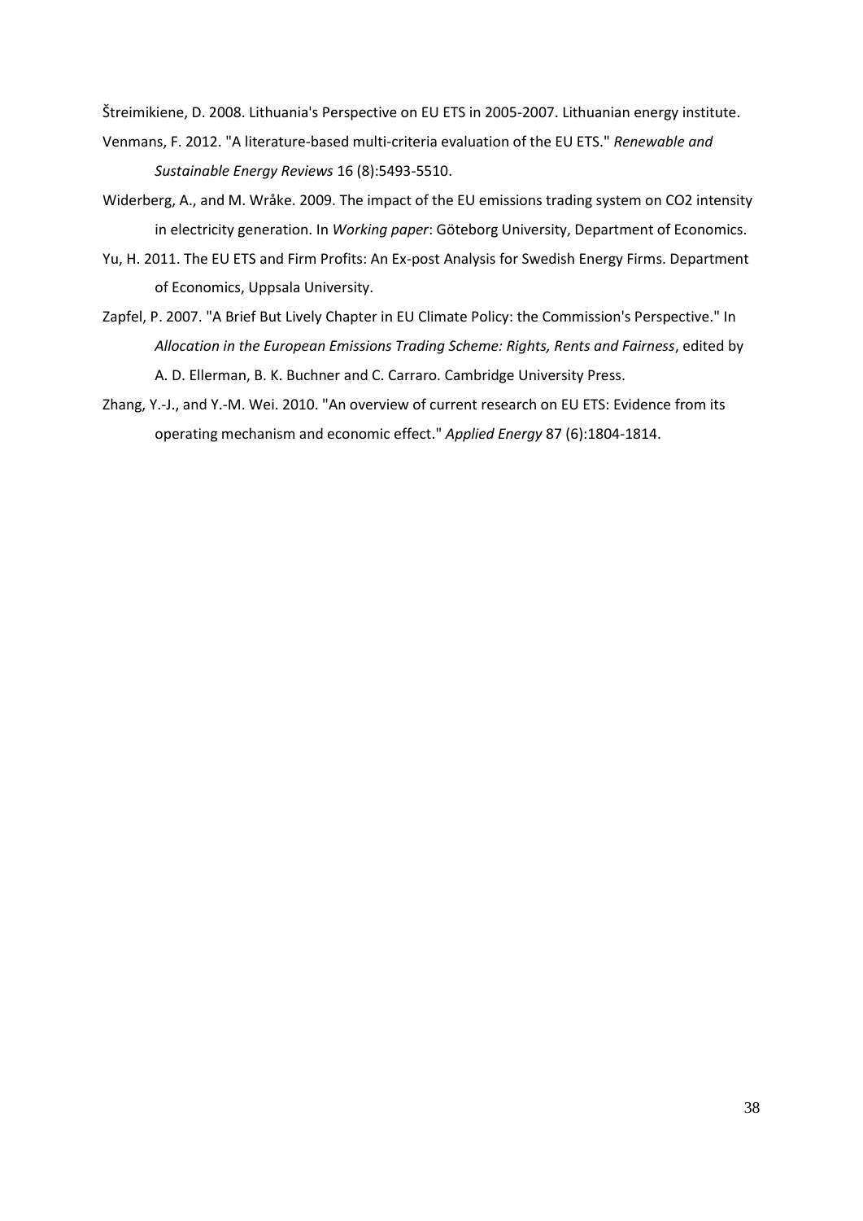Štreimikiene, D. 2008. Lithuania's Perspective on EU ETS in 2005-2007. Lithuanian energy institute.

Venmans, F. 2012. "A literature-based multi-criteria evaluation of the EU ETS." *Renewable and Sustainable Energy Reviews* 16 (8):5493-5510.

Widerberg, A., and M. Wråke. 2009. The impact of the EU emissions trading system on CO2 intensity in electricity generation. In *Working paper*: Göteborg University, Department of Economics.

Yu, H. 2011. The EU ETS and Firm Profits: An Ex-post Analysis for Swedish Energy Firms. Department of Economics, Uppsala University.

Zapfel, P. 2007. "A Brief But Lively Chapter in EU Climate Policy: the Commission's Perspective." In *Allocation in the European Emissions Trading Scheme: Rights, Rents and Fairness*, edited by A. D. Ellerman, B. K. Buchner and C. Carraro. Cambridge University Press.

Zhang, Y.-J., and Y.-M. Wei. 2010. "An overview of current research on EU ETS: Evidence from its operating mechanism and economic effect." *Applied Energy* 87 (6):1804-1814.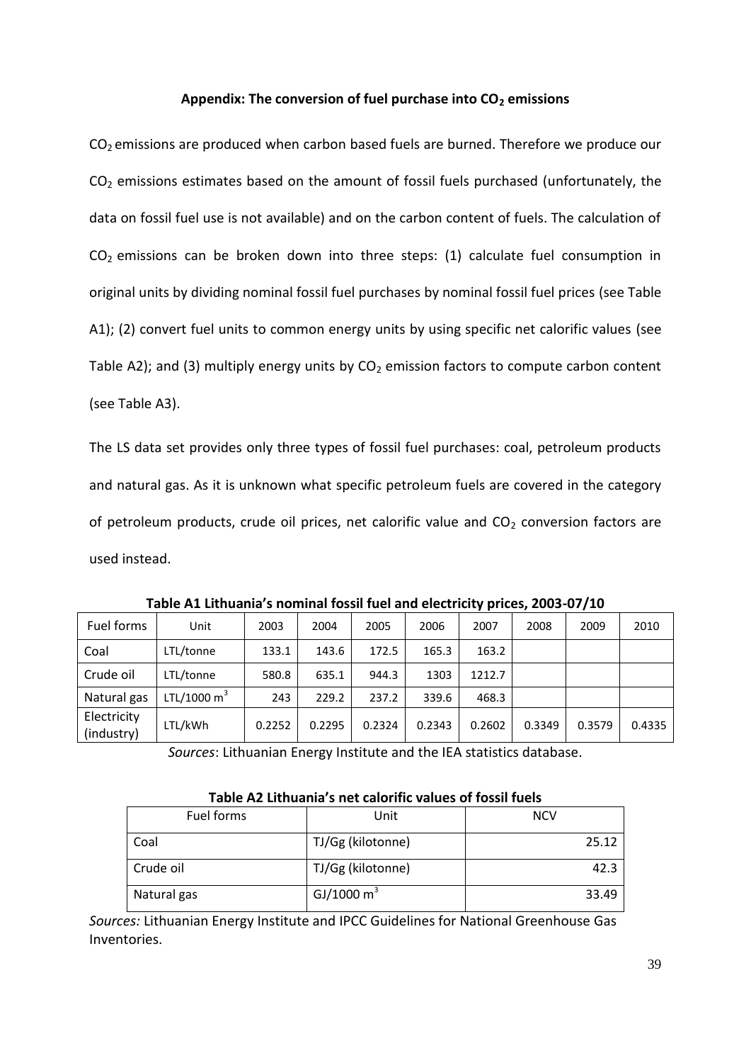### Appendix: The conversion of fuel purchase into $CO_2$ emissions

$CO_2$ emissions are produced when carbon based fuels are burned. Therefore we produce our $CO_2$ emissions estimates based on the amount of fossil fuels purchased (unfortunately, the data on fossil fuel use is not available) and on the carbon content of fuels. The calculation of $CO_2$ emissions can be broken down into three steps: (1) calculate fuel consumption in original units by dividing nominal fossil fuel purchases by nominal fossil fuel prices (see Table A1); (2) convert fuel units to common energy units by using specific net calorific values (see Table A2); and (3) multiply energy units by $CO_2$ emission factors to compute carbon content (see Table A3).

The LS data set provides only three types of fossil fuel purchases: coal, petroleum products and natural gas. As it is unknown what specific petroleum fuels are covered in the category of petroleum products, crude oil prices, net calorific value and $CO_2$ conversion factors are used instead.

**Table A1 Lithuania's nominal fossil fuel and electricity prices, 2003-07/10**

| Fuel forms | Unit | 2003 | 2004 | 2005 | 2006 | 2007 | 2008 | 2009 | 2010 |
|---|---|---|---|---|---|---|---|---|---|
| Coal | LTL/tonne | 133.1 | 143.6 | 172.5 | 165.3 | 163.2 | | | |
| Crude oil | LTL/tonne | 580.8 | 635.1 | 944.3 | 1303 | 1212.7 | | | |
| Natural gas | LTL/1000 $m^3$ | 243 | 229.2 | 237.2 | 339.6 | 468.3 | | | |
| Electricity (industry) | LTL/kWh | 0.2252 | 0.2295 | 0.2324 | 0.2343 | 0.2602 | 0.3349 | 0.3579 | 0.4335 |

*Sources*: Lithuanian Energy Institute and the IEA statistics database.

**Table A2 Lithuania's net calorific values of fossil fuels**

| Fuel forms | Unit | NCV |
|---|---|---|
| Coal | TJ/Gg (kilotonne) | 25.12 |
| Crude oil | TJ/Gg (kilotonne) | 42.3 |
| Natural gas | GJ/1000 $m^3$ | 33.49 |

*Sources:* Lithuanian Energy Institute and IPCC Guidelines for National Greenhouse Gas Inventories.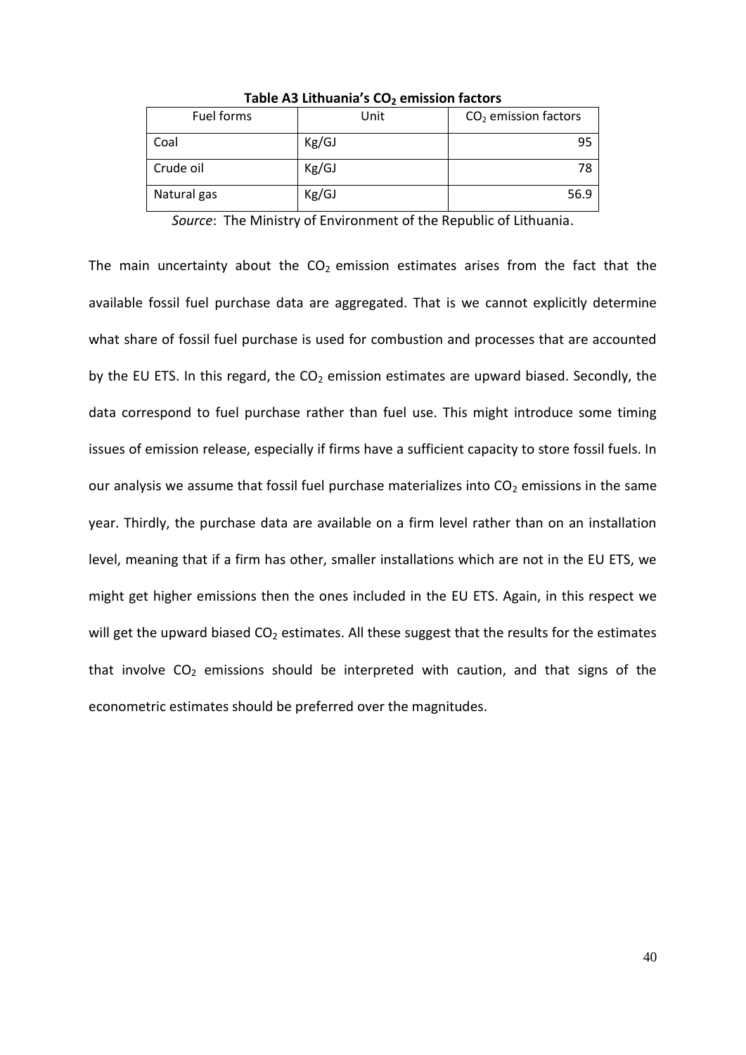**Table A3 Lithuania's $CO_2$ emission factors**

| Fuel forms | Unit | $CO_2$ emission factors |
|---|---|---|
| Coal | Kg/GJ | 95 |
| Crude oil | Kg/GJ | 78 |
| Natural gas | Kg/GJ | 56.9 |

*Source*: The Ministry of Environment of the Republic of Lithuania.

The main uncertainty about the $CO_2$ emission estimates arises from the fact that the available fossil fuel purchase data are aggregated. That is we cannot explicitly determine what share of fossil fuel purchase is used for combustion and processes that are accounted by the EU ETS. In this regard, the $CO_2$ emission estimates are upward biased. Secondly, the data correspond to fuel purchase rather than fuel use. This might introduce some timing issues of emission release, especially if firms have a sufficient capacity to store fossil fuels. In our analysis we assume that fossil fuel purchase materializes into $CO_2$ emissions in the same year. Thirdly, the purchase data are available on a firm level rather than on an installation level, meaning that if a firm has other, smaller installations which are not in the EU ETS, we might get higher emissions then the ones included in the EU ETS. Again, in this respect we will get the upward biased $CO_2$ estimates. All these suggest that the results for the estimates that involve $CO_2$ emissions should be interpreted with caution, and that signs of the econometric estimates should be preferred over the magnitudes.